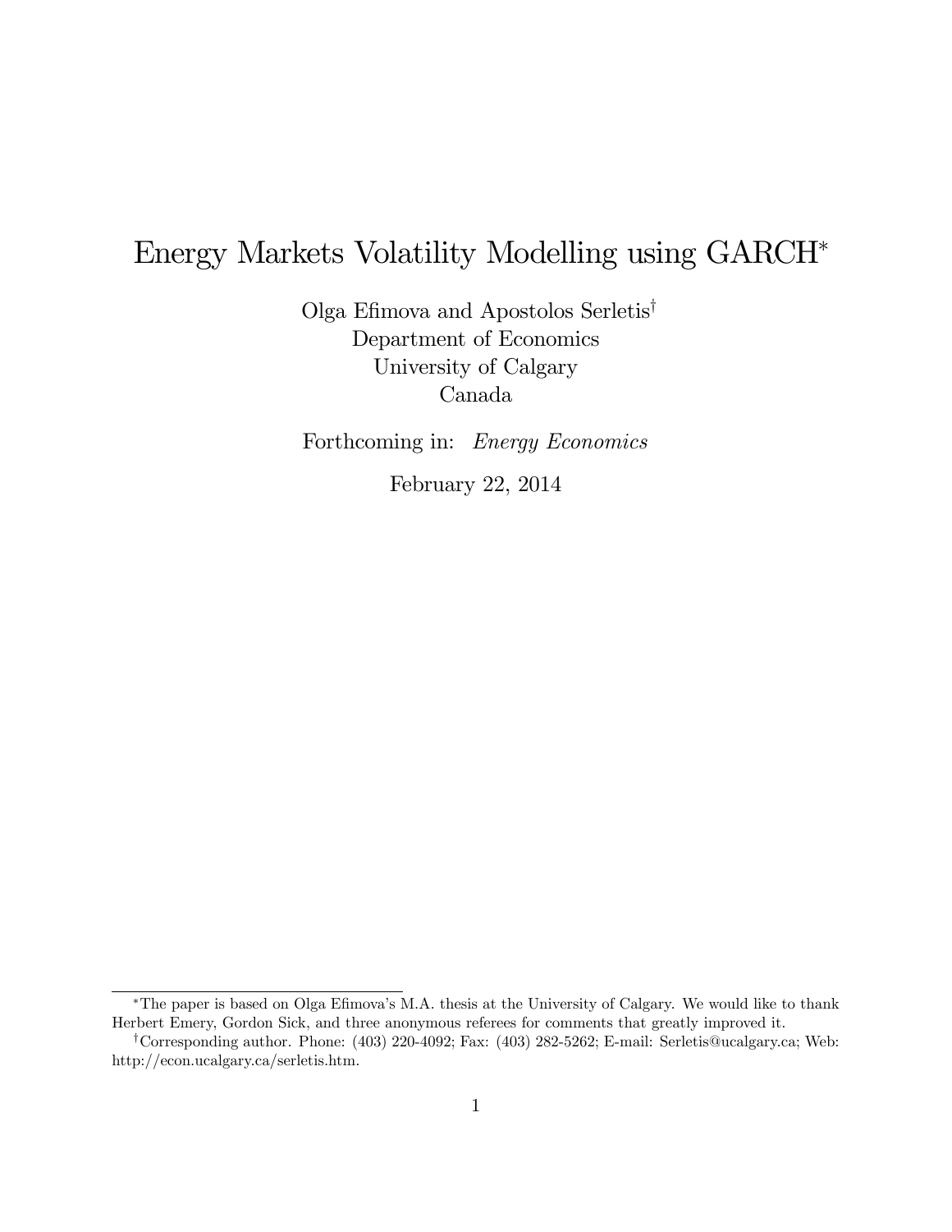# Energy Markets Volatility Modelling using GARCH[*]

Olga Efimova and Apostolos Serletis[†]
Department of Economics
University of Calgary
Canada

Forthcoming in: *Energy Economics*

February 22, 2014

---

[*] The paper is based on Olga Efimova's M.A. thesis at the University of Calgary. We would like to thank Herbert Emery, Gordon Sick, and three anonymous referees for comments that greatly improved it.

[†] Corresponding author. Phone: (403) 220-4092; Fax: (403) 282-5262; E-mail: Serletis@ucalgary.ca; Web: http://econ.ucalgary.ca/serletis.htm.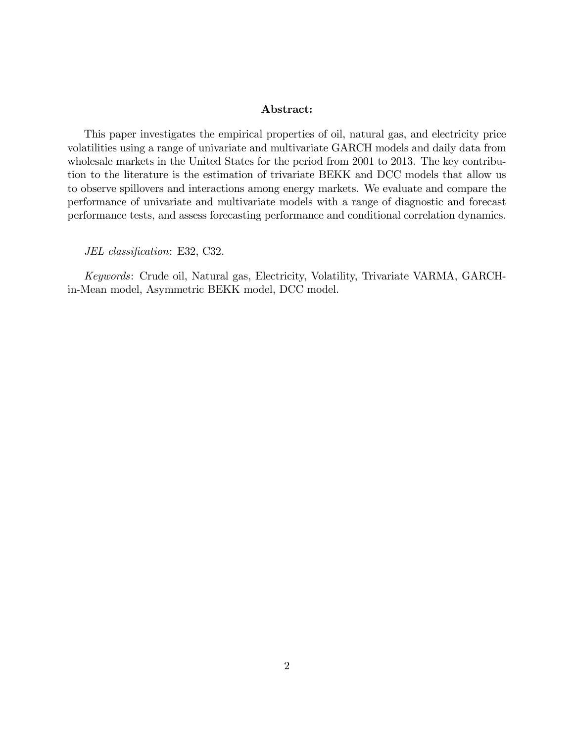**Abstract:**

This paper investigates the empirical properties of oil, natural gas, and electricity price volatilities using a range of univariate and multivariate GARCH models and daily data from wholesale markets in the United States for the period from 2001 to 2013. The key contribution to the literature is the estimation of trivariate BEKK and DCC models that allow us to observe spillovers and interactions among energy markets. We evaluate and compare the performance of univariate and multivariate models with a range of diagnostic and forecast performance tests, and assess forecasting performance and conditional correlation dynamics.

*JEL classification*: E32, C32.

*Keywords*: Crude oil, Natural gas, Electricity, Volatility, Trivariate VARMA, GARCH-in-Mean model, Asymmetric BEKK model, DCC model.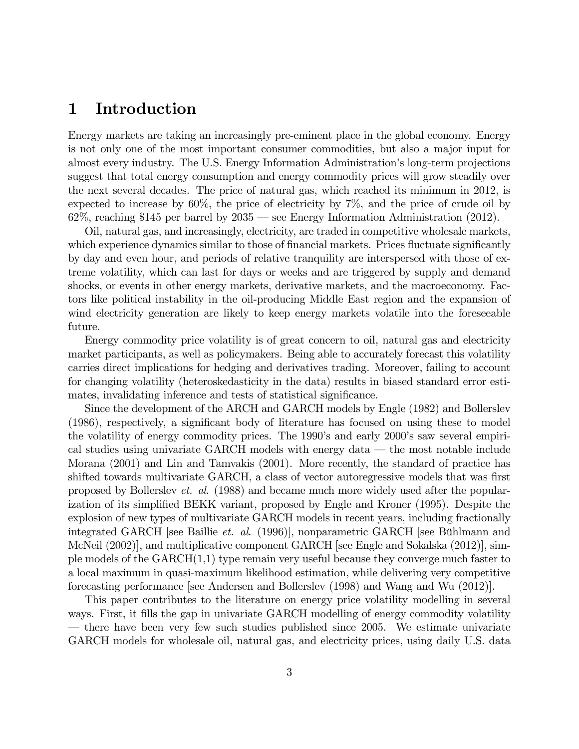# 1 Introduction

Energy markets are taking an increasingly pre-eminent place in the global economy. Energy is not only one of the most important consumer commodities, but also a major input for almost every industry. The U.S. Energy Information Administration's long-term projections suggest that total energy consumption and energy commodity prices will grow steadily over the next several decades. The price of natural gas, which reached its minimum in 2012, is expected to increase by 60%, the price of electricity by 7%, and the price of crude oil by 62%, reaching $145 per barrel by 2035 — see Energy Information Administration (2012).

Oil, natural gas, and increasingly, electricity, are traded in competitive wholesale markets, which experience dynamics similar to those of financial markets. Prices fluctuate significantly by day and even hour, and periods of relative tranquility are interspersed with those of extreme volatility, which can last for days or weeks and are triggered by supply and demand shocks, or events in other energy markets, derivative markets, and the macroeconomy. Factors like political instability in the oil-producing Middle East region and the expansion of wind electricity generation are likely to keep energy markets volatile into the foreseeable future.

Energy commodity price volatility is of great concern to oil, natural gas and electricity market participants, as well as policymakers. Being able to accurately forecast this volatility carries direct implications for hedging and derivatives trading. Moreover, failing to account for changing volatility (heteroskedasticity in the data) results in biased standard error estimates, invalidating inference and tests of statistical significance.

Since the development of the ARCH and GARCH models by Engle (1982) and Bollerslev (1986), respectively, a significant body of literature has focused on using these to model the volatility of energy commodity prices. The 1990's and early 2000's saw several empirical studies using univariate GARCH models with energy data — the most notable include Morana (2001) and Lin and Tamvakis (2001). More recently, the standard of practice has shifted towards multivariate GARCH, a class of vector autoregressive models that was first proposed by Bollerslev *et. al.* (1988) and became much more widely used after the popularization of its simplified BEKK variant, proposed by Engle and Kroner (1995). Despite the explosion of new types of multivariate GARCH models in recent years, including fractionally integrated GARCH [see Baillie *et. al.* (1996)], nonparametric GARCH [see Bühlmann and McNeil (2002)], and multiplicative component GARCH [see Engle and Sokalska (2012)], simple models of the GARCH(1,1) type remain very useful because they converge much faster to a local maximum in quasi-maximum likelihood estimation, while delivering very competitive forecasting performance [see Andersen and Bollerslev (1998) and Wang and Wu (2012)].

This paper contributes to the literature on energy price volatility modelling in several ways. First, it fills the gap in univariate GARCH modelling of energy commodity volatility — there have been very few such studies published since 2005. We estimate univariate GARCH models for wholesale oil, natural gas, and electricity prices, using daily U.S. data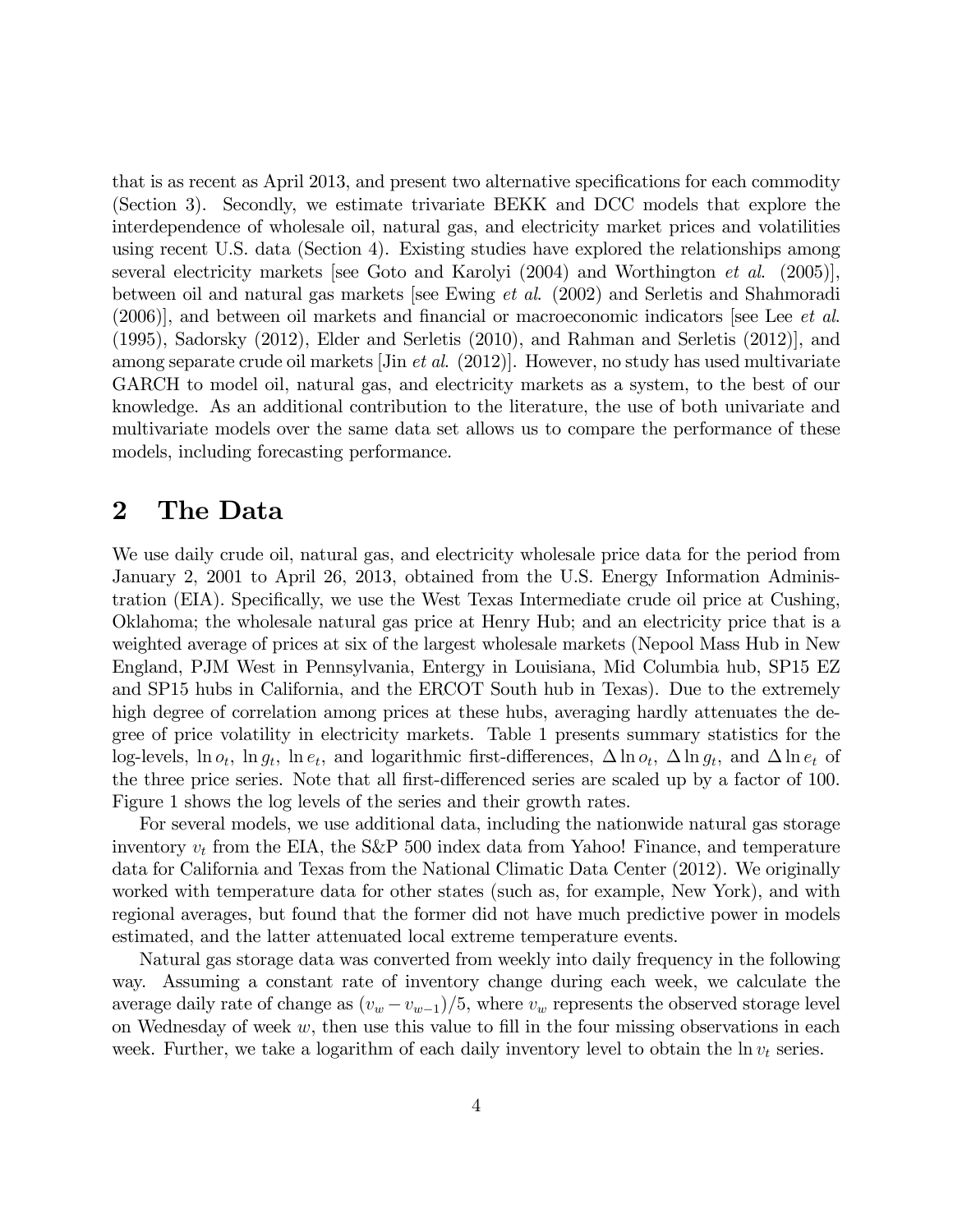that is as recent as April 2013, and present two alternative specifications for each commodity (Section 3). Secondly, we estimate trivariate BEKK and DCC models that explore the interdependence of wholesale oil, natural gas, and electricity market prices and volatilities using recent U.S. data (Section 4). Existing studies have explored the relationships among several electricity markets [see Goto and Karolyi (2004) and Worthington *et al.* (2005)], between oil and natural gas markets [see Ewing *et al.* (2002) and Serletis and Shahmoradi (2006)], and between oil markets and financial or macroeconomic indicators [see Lee *et al.* (1995), Sadorsky (2012), Elder and Serletis (2010), and Rahman and Serletis (2012)], and among separate crude oil markets [Jin *et al.* (2012)]. However, no study has used multivariate GARCH to model oil, natural gas, and electricity markets as a system, to the best of our knowledge. As an additional contribution to the literature, the use of both univariate and multivariate models over the same data set allows us to compare the performance of these models, including forecasting performance.

# 2 The Data

We use daily crude oil, natural gas, and electricity wholesale price data for the period from January 2, 2001 to April 26, 2013, obtained from the U.S. Energy Information Administration (EIA). Specifically, we use the West Texas Intermediate crude oil price at Cushing, Oklahoma; the wholesale natural gas price at Henry Hub; and an electricity price that is a weighted average of prices at six of the largest wholesale markets (Nepool Mass Hub in New England, PJM West in Pennsylvania, Entergy in Louisiana, Mid Columbia hub, SP15 EZ and SP15 hubs in California, and the ERCOT South hub in Texas). Due to the extremely high degree of correlation among prices at these hubs, averaging hardly attenuates the degree of price volatility in electricity markets. Table 1 presents summary statistics for the log-levels, $\ln o_t$, $\ln g_t$, $\ln e_t$, and logarithmic first-differences, $\Delta \ln o_t$, $\Delta \ln g_t$, and $\Delta \ln e_t$ of the three price series. Note that all first-differenced series are scaled up by a factor of 100. Figure 1 shows the log levels of the series and their growth rates.

For several models, we use additional data, including the nationwide natural gas storage inventory $v_t$ from the EIA, the S&P 500 index data from Yahoo! Finance, and temperature data for California and Texas from the National Climatic Data Center (2012). We originally worked with temperature data for other states (such as, for example, New York), and with regional averages, but found that the former did not have much predictive power in models estimated, and the latter attenuated local extreme temperature events.

Natural gas storage data was converted from weekly into daily frequency in the following way. Assuming a constant rate of inventory change during each week, we calculate the average daily rate of change as $(v_w - v_{w-1})/5$, where $v_w$ represents the observed storage level on Wednesday of week $w$, then use this value to fill in the four missing observations in each week. Further, we take a logarithm of each daily inventory level to obtain the $\ln v_t$ series.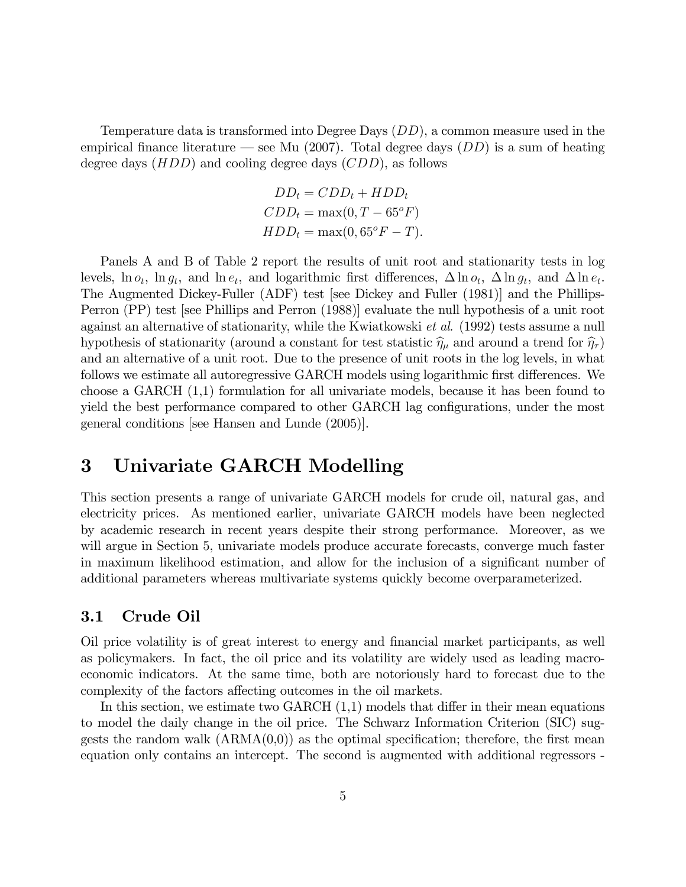Temperature data is transformed into Degree Days ($DD$), a common measure used in the empirical finance literature — see Mu (2007). Total degree days ($DD$) is a sum of heating degree days ($HDD$) and cooling degree days ($CDD$), as follows

$$
\begin{aligned}
DD_t &= CDD_t + HDD_t \\
CDD_t &= \max(0, T - 65^o F) \\
HDD_t &= \max(0, 65^o F - T).
\end{aligned}
$$

Panels A and B of Table 2 report the results of unit root and stationarity tests in log levels, $\ln o_t$, $\ln g_t$, and $\ln e_t$, and logarithmic first differences, $\Delta \ln o_t$, $\Delta \ln g_t$, and $\Delta \ln e_t$. The Augmented Dickey-Fuller (ADF) test [see Dickey and Fuller (1981)] and the Phillips-Perron (PP) test [see Phillips and Perron (1988)] evaluate the null hypothesis of a unit root against an alternative of stationarity, while the Kwiatkowski *et al.* (1992) tests assume a null hypothesis of stationarity (around a constant for test statistic $\widehat{\eta}_\mu$ and around a trend for $\widehat{\eta}_\tau$) and an alternative of a unit root. Due to the presence of unit roots in the log levels, in what follows we estimate all autoregressive GARCH models using logarithmic first differences. We choose a GARCH (1,1) formulation for all univariate models, because it has been found to yield the best performance compared to other GARCH lag configurations, under the most general conditions [see Hansen and Lunde (2005)].

# 3 Univariate GARCH Modelling

This section presents a range of univariate GARCH models for crude oil, natural gas, and electricity prices. As mentioned earlier, univariate GARCH models have been neglected by academic research in recent years despite their strong performance. Moreover, as we will argue in Section 5, univariate models produce accurate forecasts, converge much faster in maximum likelihood estimation, and allow for the inclusion of a significant number of additional parameters whereas multivariate systems quickly become overparameterized.

## 3.1 Crude Oil

Oil price volatility is of great interest to energy and financial market participants, as well as policymakers. In fact, the oil price and its volatility are widely used as leading macroeconomic indicators. At the same time, both are notoriously hard to forecast due to the complexity of the factors affecting outcomes in the oil markets.

In this section, we estimate two GARCH (1,1) models that differ in their mean equations to model the daily change in the oil price. The Schwarz Information Criterion (SIC) suggests the random walk (ARMA(0,0)) as the optimal specification; therefore, the first mean equation only contains an intercept. The second is augmented with additional regressors -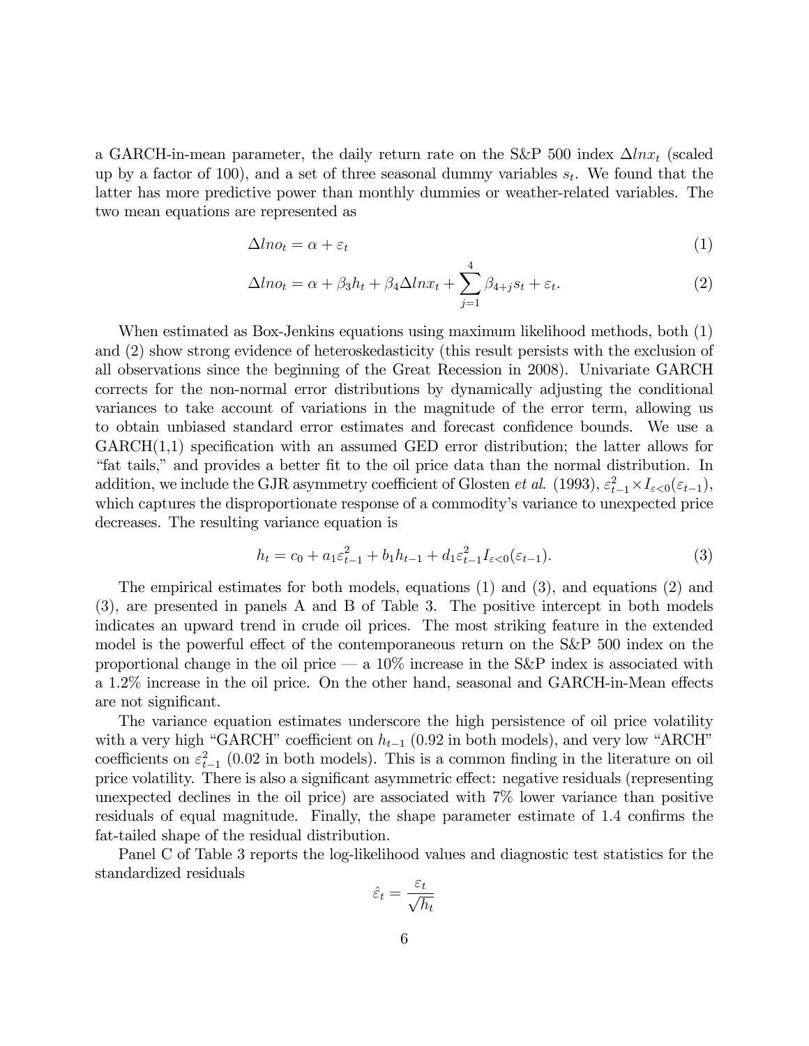a GARCH-in-mean parameter, the daily return rate on the S&P 500 index $\Delta lnx_t$ (scaled up by a factor of 100), and a set of three seasonal dummy variables $s_t$. We found that the latter has more predictive power than monthly dummies or weather-related variables. The two mean equations are represented as

$$\Delta lno_t = \alpha + \varepsilon_t \tag{1}$$

$$\Delta lno_t = \alpha + \beta_3 h_t + \beta_4 \Delta lnx_t + \sum_{j=1}^{4} \beta_{4+j} s_t + \varepsilon_t. \tag{2}$$

When estimated as Box-Jenkins equations using maximum likelihood methods, both (1) and (2) show strong evidence of heteroskedasticity (this result persists with the exclusion of all observations since the beginning of the Great Recession in 2008). Univariate GARCH corrects for the non-normal error distributions by dynamically adjusting the conditional variances to take account of variations in the magnitude of the error term, allowing us to obtain unbiased standard error estimates and forecast confidence bounds. We use a GARCH(1,1) specification with an assumed GED error distribution; the latter allows for "fat tails," and provides a better fit to the oil price data than the normal distribution. In addition, we include the GJR asymmetry coefficient of Glosten *et al.* (1993), $\varepsilon_{t-1}^2 \times I_{\varepsilon<0}(\varepsilon_{t-1})$, which captures the disproportionate response of a commodity's variance to unexpected price decreases. The resulting variance equation is

$$h_t = c_0 + a_1 \varepsilon_{t-1}^2 + b_1 h_{t-1} + d_1 \varepsilon_{t-1}^2 I_{\varepsilon<0}(\varepsilon_{t-1}). \tag{3}$$

The empirical estimates for both models, equations (1) and (3), and equations (2) and (3), are presented in panels A and B of Table 3. The positive intercept in both models indicates an upward trend in crude oil prices. The most striking feature in the extended model is the powerful effect of the contemporaneous return on the S&P 500 index on the proportional change in the oil price — a 10% increase in the S&P index is associated with a 1.2% increase in the oil price. On the other hand, seasonal and GARCH-in-Mean effects are not significant.

The variance equation estimates underscore the high persistence of oil price volatility with a very high "GARCH" coefficient on $h_{t-1}$ (0.92 in both models), and very low "ARCH" coefficients on $\varepsilon_{t-1}^2$ (0.02 in both models). This is a common finding in the literature on oil price volatility. There is also a significant asymmetric effect: negative residuals (representing unexpected declines in the oil price) are associated with 7% lower variance than positive residuals of equal magnitude. Finally, the shape parameter estimate of 1.4 confirms the fat-tailed shape of the residual distribution.

Panel C of Table 3 reports the log-likelihood values and diagnostic test statistics for the standardized residuals

$$\hat{\varepsilon}_t = \frac{\varepsilon_t}{\sqrt{h_t}}$$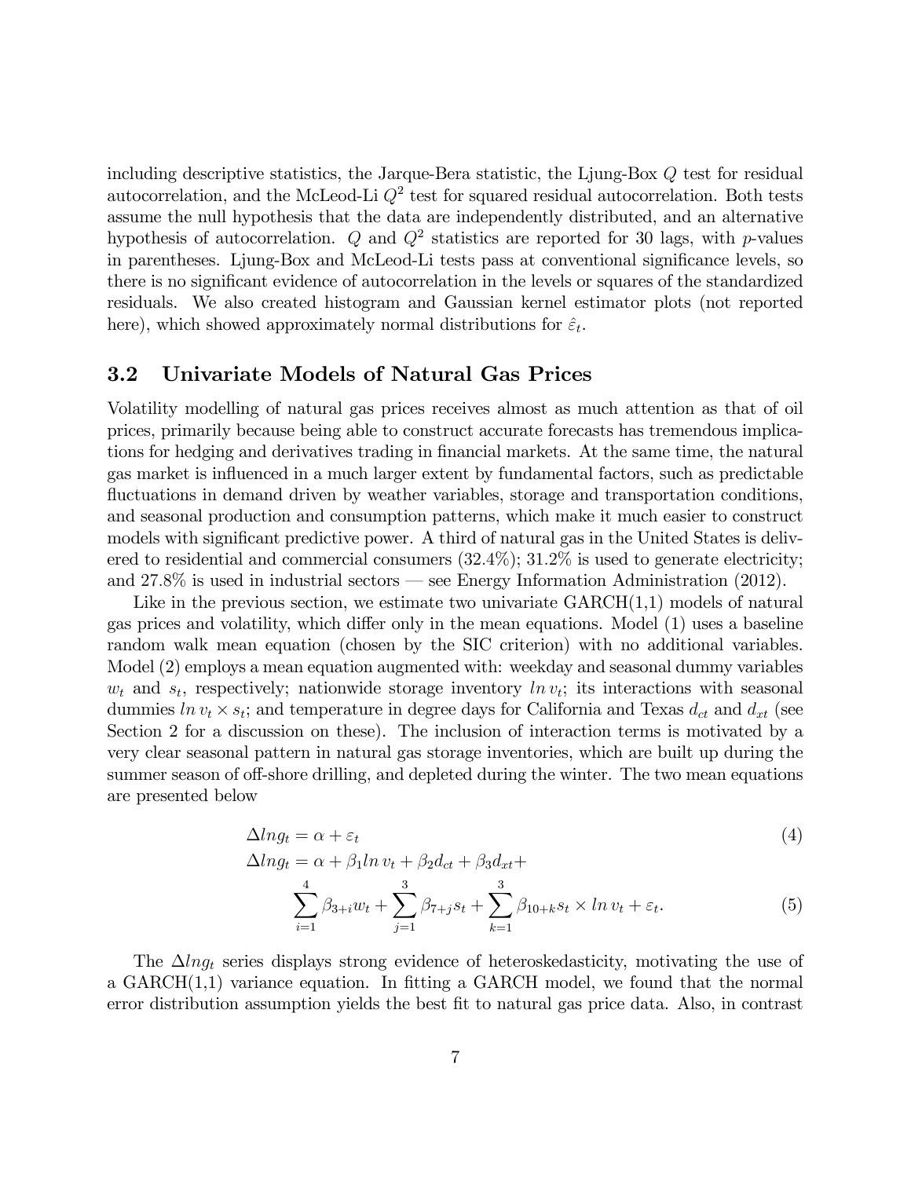including descriptive statistics, the Jarque-Bera statistic, the Ljung-Box $Q$ test for residual autocorrelation, and the McLeod-Li $Q^2$ test for squared residual autocorrelation. Both tests assume the null hypothesis that the data are independently distributed, and an alternative hypothesis of autocorrelation. $Q$ and $Q^2$ statistics are reported for 30 lags, with $p$-values in parentheses. Ljung-Box and McLeod-Li tests pass at conventional significance levels, so there is no significant evidence of autocorrelation in the levels or squares of the standardized residuals. We also created histogram and Gaussian kernel estimator plots (not reported here), which showed approximately normal distributions for $\hat{\varepsilon}_t$.

### 3.2 Univariate Models of Natural Gas Prices

Volatility modelling of natural gas prices receives almost as much attention as that of oil prices, primarily because being able to construct accurate forecasts has tremendous implications for hedging and derivatives trading in financial markets. At the same time, the natural gas market is influenced in a much larger extent by fundamental factors, such as predictable fluctuations in demand driven by weather variables, storage and transportation conditions, and seasonal production and consumption patterns, which make it much easier to construct models with significant predictive power. A third of natural gas in the United States is delivered to residential and commercial consumers (32.4%); 31.2% is used to generate electricity; and 27.8% is used in industrial sectors — see Energy Information Administration (2012).

Like in the previous section, we estimate two univariate GARCH(1,1) models of natural gas prices and volatility, which differ only in the mean equations. Model (1) uses a baseline random walk mean equation (chosen by the SIC criterion) with no additional variables. Model (2) employs a mean equation augmented with: weekday and seasonal dummy variables $w_t$ and $s_t$, respectively; nationwide storage inventory $ln\, v_t$; its interactions with seasonal dummies $ln\, v_t \times s_t$; and temperature in degree days for California and Texas $d_{ct}$ and $d_{xt}$ (see Section 2 for a discussion on these). The inclusion of interaction terms is motivated by a very clear seasonal pattern in natural gas storage inventories, which are built up during the summer season of off-shore drilling, and depleted during the winter. The two mean equations are presented below

$$\Delta lng_t = \alpha + \varepsilon_t \tag{4}$$

$$\Delta lng_t = \alpha + \beta_1 ln\, v_t + \beta_2 d_{ct} + \beta_3 d_{xt} + \sum_{i=1}^{4} \beta_{3+i} w_t + \sum_{j=1}^{3} \beta_{7+j} s_t + \sum_{k=1}^{3} \beta_{10+k} s_t \times ln\, v_t + \varepsilon_t. \tag{5}$$

The $\Delta lng_t$ series displays strong evidence of heteroskedasticity, motivating the use of a GARCH(1,1) variance equation. In fitting a GARCH model, we found that the normal error distribution assumption yields the best fit to natural gas price data. Also, in contrast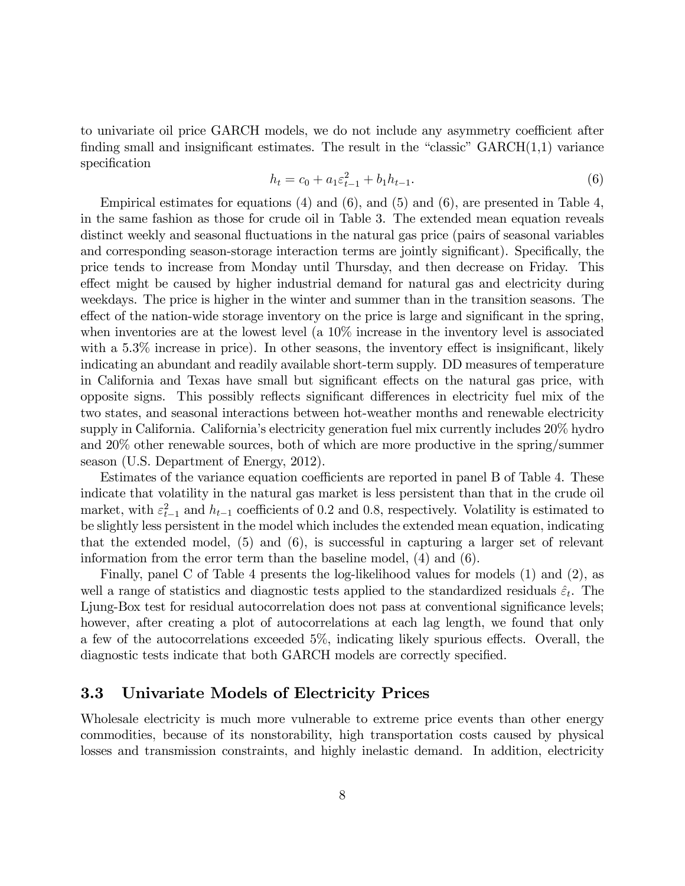to univariate oil price GARCH models, we do not include any asymmetry coefficient after finding small and insignificant estimates. The result in the "classic" GARCH(1,1) variance specification

$$h_t = c_0 + a_1 \varepsilon_{t-1}^2 + b_1 h_{t-1}. \tag{6}$$

Empirical estimates for equations (4) and (6), and (5) and (6), are presented in Table 4, in the same fashion as those for crude oil in Table 3. The extended mean equation reveals distinct weekly and seasonal fluctuations in the natural gas price (pairs of seasonal variables and corresponding season-storage interaction terms are jointly significant). Specifically, the price tends to increase from Monday until Thursday, and then decrease on Friday. This effect might be caused by higher industrial demand for natural gas and electricity during weekdays. The price is higher in the winter and summer than in the transition seasons. The effect of the nation-wide storage inventory on the price is large and significant in the spring, when inventories are at the lowest level (a 10% increase in the inventory level is associated with a 5.3% increase in price). In other seasons, the inventory effect is insignificant, likely indicating an abundant and readily available short-term supply. DD measures of temperature in California and Texas have small but significant effects on the natural gas price, with opposite signs. This possibly reflects significant differences in electricity fuel mix of the two states, and seasonal interactions between hot-weather months and renewable electricity supply in California. California's electricity generation fuel mix currently includes 20% hydro and 20% other renewable sources, both of which are more productive in the spring/summer season (U.S. Department of Energy, 2012).

Estimates of the variance equation coefficients are reported in panel B of Table 4. These indicate that volatility in the natural gas market is less persistent than that in the crude oil market, with $\varepsilon_{t-1}^2$ and $h_{t-1}$ coefficients of 0.2 and 0.8, respectively. Volatility is estimated to be slightly less persistent in the model which includes the extended mean equation, indicating that the extended model, (5) and (6), is successful in capturing a larger set of relevant information from the error term than the baseline model, (4) and (6).

Finally, panel C of Table 4 presents the log-likelihood values for models (1) and (2), as well a range of statistics and diagnostic tests applied to the standardized residuals $\hat{\varepsilon}_t$. The Ljung-Box test for residual autocorrelation does not pass at conventional significance levels; however, after creating a plot of autocorrelations at each lag length, we found that only a few of the autocorrelations exceeded 5%, indicating likely spurious effects. Overall, the diagnostic tests indicate that both GARCH models are correctly specified.

### 3.3 Univariate Models of Electricity Prices

Wholesale electricity is much more vulnerable to extreme price events than other energy commodities, because of its nonstorability, high transportation costs caused by physical losses and transmission constraints, and highly inelastic demand. In addition, electricity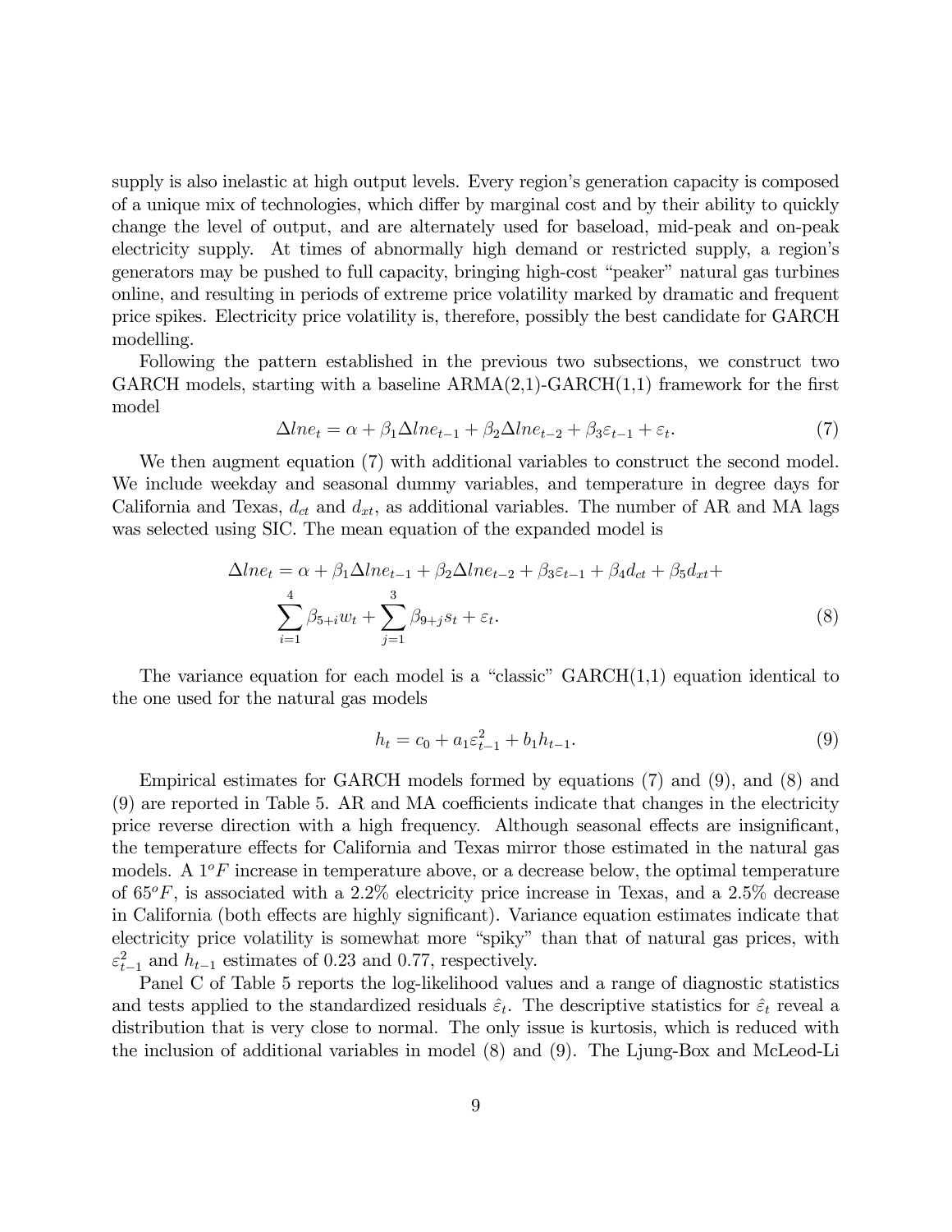supply is also inelastic at high output levels. Every region's generation capacity is composed of a unique mix of technologies, which differ by marginal cost and by their ability to quickly change the level of output, and are alternately used for baseload, mid-peak and on-peak electricity supply. At times of abnormally high demand or restricted supply, a region's generators may be pushed to full capacity, bringing high-cost "peaker" natural gas turbines online, and resulting in periods of extreme price volatility marked by dramatic and frequent price spikes. Electricity price volatility is, therefore, possibly the best candidate for GARCH modelling.

Following the pattern established in the previous two subsections, we construct two GARCH models, starting with a baseline ARMA(2,1)-GARCH(1,1) framework for the first model

$$\Delta lne_t = \alpha + \beta_1 \Delta lne_{t-1} + \beta_2 \Delta lne_{t-2} + \beta_3 \varepsilon_{t-1} + \varepsilon_t. \tag{7}$$

We then augment equation (7) with additional variables to construct the second model. We include weekday and seasonal dummy variables, and temperature in degree days for California and Texas, $d_{ct}$ and $d_{xt}$, as additional variables. The number of AR and MA lags was selected using SIC. The mean equation of the expanded model is

$$\begin{aligned} \Delta lne_t = \alpha + \beta_1 \Delta lne_{t-1} + \beta_2 \Delta lne_{t-2} + \beta_3 \varepsilon_{t-1} + \beta_4 d_{ct} + \beta_5 d_{xt} + \\ \sum_{i=1}^{4} \beta_{5+i} w_t + \sum_{j=1}^{3} \beta_{9+j} s_t + \varepsilon_t. \end{aligned} \tag{8}$$

The variance equation for each model is a "classic" GARCH(1,1) equation identical to the one used for the natural gas models

$$h_t = c_0 + a_1 \varepsilon_{t-1}^2 + b_1 h_{t-1}. \tag{9}$$

Empirical estimates for GARCH models formed by equations (7) and (9), and (8) and (9) are reported in Table 5. AR and MA coefficients indicate that changes in the electricity price reverse direction with a high frequency. Although seasonal effects are insignificant, the temperature effects for California and Texas mirror those estimated in the natural gas models. A $1^o F$ increase in temperature above, or a decrease below, the optimal temperature of $65^o F$, is associated with a 2.2% electricity price increase in Texas, and a 2.5% decrease in California (both effects are highly significant). Variance equation estimates indicate that electricity price volatility is somewhat more "spiky" than that of natural gas prices, with $\varepsilon_{t-1}^2$ and $h_{t-1}$ estimates of 0.23 and 0.77, respectively.

Panel C of Table 5 reports the log-likelihood values and a range of diagnostic statistics and tests applied to the standardized residuals $\hat{\varepsilon}_t$. The descriptive statistics for $\hat{\varepsilon}_t$ reveal a distribution that is very close to normal. The only issue is kurtosis, which is reduced with the inclusion of additional variables in model (8) and (9). The Ljung-Box and McLeod-Li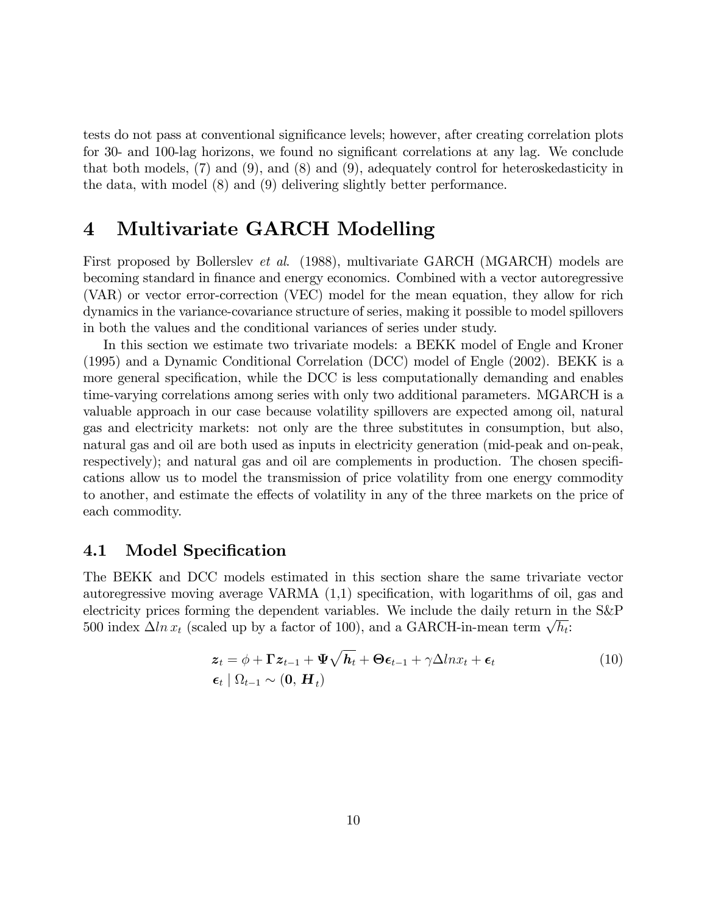tests do not pass at conventional significance levels; however, after creating correlation plots for 30- and 100-lag horizons, we found no significant correlations at any lag. We conclude that both models, (7) and (9), and (8) and (9), adequately control for heteroskedasticity in the data, with model (8) and (9) delivering slightly better performance.

# 4 Multivariate GARCH Modelling

First proposed by Bollerslev *et al.* (1988), multivariate GARCH (MGARCH) models are becoming standard in finance and energy economics. Combined with a vector autoregressive (VAR) or vector error-correction (VEC) model for the mean equation, they allow for rich dynamics in the variance-covariance structure of series, making it possible to model spillovers in both the values and the conditional variances of series under study.

In this section we estimate two trivariate models: a BEKK model of Engle and Kroner (1995) and a Dynamic Conditional Correlation (DCC) model of Engle (2002). BEKK is a more general specification, while the DCC is less computationally demanding and enables time-varying correlations among series with only two additional parameters. MGARCH is a valuable approach in our case because volatility spillovers are expected among oil, natural gas and electricity markets: not only are the three substitutes in consumption, but also, natural gas and oil are both used as inputs in electricity generation (mid-peak and on-peak, respectively); and natural gas and oil are complements in production. The chosen specifications allow us to model the transmission of price volatility from one energy commodity to another, and estimate the effects of volatility in any of the three markets on the price of each commodity.

## 4.1 Model Specification

The BEKK and DCC models estimated in this section share the same trivariate vector autoregressive moving average VARMA (1,1) specification, with logarithms of oil, gas and electricity prices forming the dependent variables. We include the daily return in the S&P 500 index $\Delta ln\, x_t$ (scaled up by a factor of 100), and a GARCH-in-mean term $\sqrt{h_t}$:

$$
\begin{aligned}
&\boldsymbol{z}_t = \phi + \boldsymbol{\Gamma} \boldsymbol{z}_{t-1} + \boldsymbol{\Psi} \sqrt{\boldsymbol{h}_t} + \boldsymbol{\Theta} \boldsymbol{\epsilon}_{t-1} + \gamma \Delta ln x_t + \boldsymbol{\epsilon}_t \\
&\boldsymbol{\epsilon}_t \mid \Omega_{t-1} \sim (\boldsymbol{0}, \boldsymbol{H}_t)
\end{aligned}
\tag{10}
$$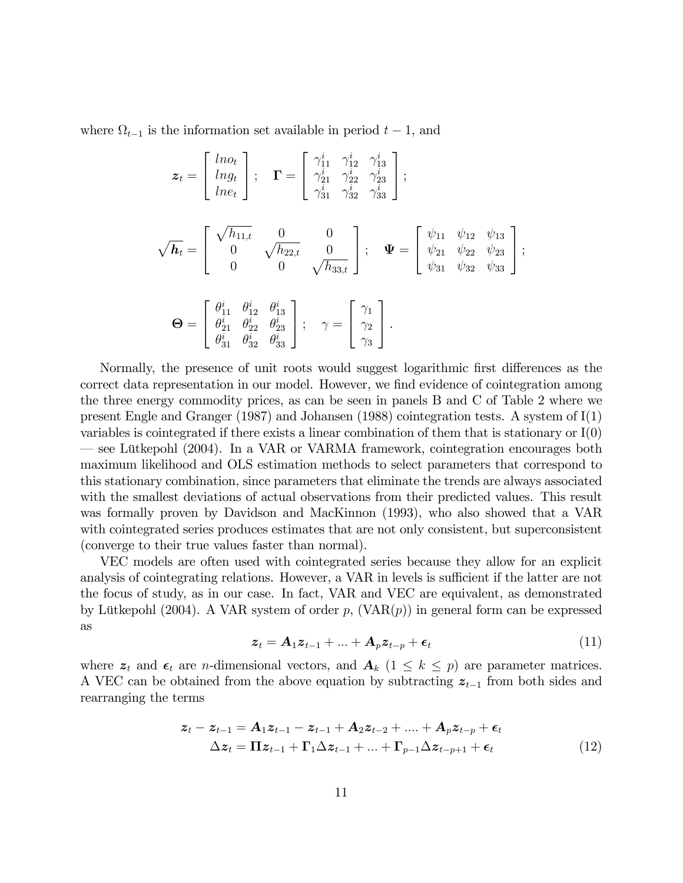where $\Omega_{t-1}$ is the information set available in period $t-1$, and

$$\boldsymbol{z}_t = \begin{bmatrix} lno_t \\ lng_t \\ lne_t \end{bmatrix}; \quad \boldsymbol{\Gamma} = \begin{bmatrix} \gamma_{11}^i & \gamma_{12}^i & \gamma_{13}^i \\ \gamma_{21}^i & \gamma_{22}^i & \gamma_{23}^i \\ \gamma_{31}^i & \gamma_{32}^i & \gamma_{33}^i \end{bmatrix};$$

$$\sqrt{\boldsymbol{h}}_t = \begin{bmatrix} \sqrt{h_{11,t}} & 0 & 0 \\ 0 & \sqrt{h_{22,t}} & 0 \\ 0 & 0 & \sqrt{h_{33,t}} \end{bmatrix}; \quad \boldsymbol{\Psi} = \begin{bmatrix} \psi_{11} & \psi_{12} & \psi_{13} \\ \psi_{21} & \psi_{22} & \psi_{23} \\ \psi_{31} & \psi_{32} & \psi_{33} \end{bmatrix};$$

$$\boldsymbol{\Theta} = \begin{bmatrix} \theta_{11}^i & \theta_{12}^i & \theta_{13}^i \\ \theta_{21}^i & \theta_{22}^i & \theta_{23}^i \\ \theta_{31}^i & \theta_{32}^i & \theta_{33}^i \end{bmatrix}; \quad \gamma = \begin{bmatrix} \gamma_1 \\ \gamma_2 \\ \gamma_3 \end{bmatrix}.$$

Normally, the presence of unit roots would suggest logarithmic first differences as the correct data representation in our model. However, we find evidence of cointegration among the three energy commodity prices, as can be seen in panels B and C of Table 2 where we present Engle and Granger (1987) and Johansen (1988) cointegration tests. A system of I(1) variables is cointegrated if there exists a linear combination of them that is stationary or I(0) — see Lütkepohl (2004). In a VAR or VARMA framework, cointegration encourages both maximum likelihood and OLS estimation methods to select parameters that correspond to this stationary combination, since parameters that eliminate the trends are always associated with the smallest deviations of actual observations from their predicted values. This result was formally proven by Davidson and MacKinnon (1993), who also showed that a VAR with cointegrated series produces estimates that are not only consistent, but superconsistent (converge to their true values faster than normal).

VEC models are often used with cointegrated series because they allow for an explicit analysis of cointegrating relations. However, a VAR in levels is sufficient if the latter are not the focus of study, as in our case. In fact, VAR and VEC are equivalent, as demonstrated by Lütkepohl (2004). A VAR system of order $p$, (VAR($p$)) in general form can be expressed as

$$\boldsymbol{z}_t = \boldsymbol{A}_1 \boldsymbol{z}_{t-1} + ... + \boldsymbol{A}_p \boldsymbol{z}_{t-p} + \boldsymbol{\epsilon}_t \tag{11}$$

where $\boldsymbol{z}_t$ and $\boldsymbol{\epsilon}_t$ are $n$-dimensional vectors, and $\boldsymbol{A}_k$ $(1 \leq k \leq p)$ are parameter matrices. A VEC can be obtained from the above equation by subtracting $\boldsymbol{z}_{t-1}$ from both sides and rearranging the terms

$$\begin{aligned} \boldsymbol{z}_t - \boldsymbol{z}_{t-1} &= \boldsymbol{A}_1 \boldsymbol{z}_{t-1} - \boldsymbol{z}_{t-1} + \boldsymbol{A}_2 \boldsymbol{z}_{t-2} + .... + \boldsymbol{A}_p \boldsymbol{z}_{t-p} + \boldsymbol{\epsilon}_t \\ \Delta \boldsymbol{z}_t &= \boldsymbol{\Pi} \boldsymbol{z}_{t-1} + \boldsymbol{\Gamma}_1 \Delta \boldsymbol{z}_{t-1} + ... + \boldsymbol{\Gamma}_{p-1} \Delta \boldsymbol{z}_{t-p+1} + \boldsymbol{\epsilon}_t \end{aligned} \tag{12}$$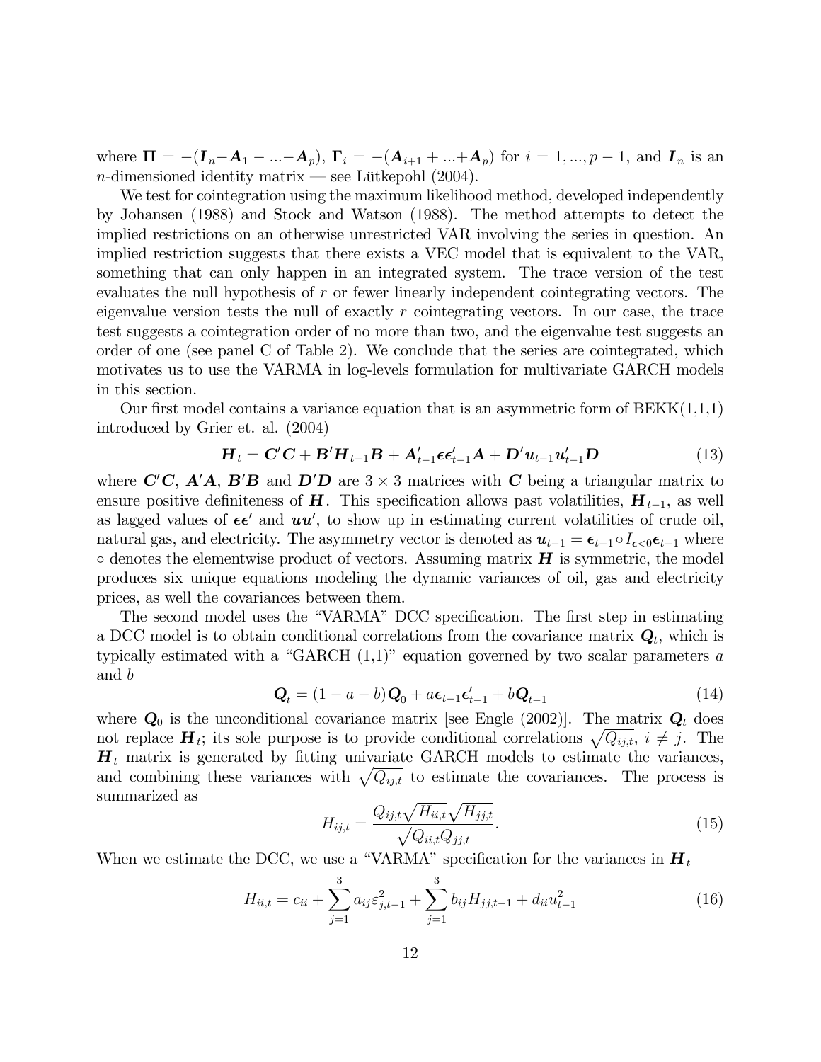where $\boldsymbol{\Pi} = -(\boldsymbol{I}_n - \boldsymbol{A}_1 - ... - \boldsymbol{A}_p)$, $\boldsymbol{\Gamma}_i = -(\boldsymbol{A}_{i+1} + ... + \boldsymbol{A}_p)$ for $i = 1, ..., p-1$, and $\boldsymbol{I}_n$ is an $n$-dimensioned identity matrix — see Lütkepohl (2004).

We test for cointegration using the maximum likelihood method, developed independently by Johansen (1988) and Stock and Watson (1988). The method attempts to detect the implied restrictions on an otherwise unrestricted VAR involving the series in question. An implied restriction suggests that there exists a VEC model that is equivalent to the VAR, something that can only happen in an integrated system. The trace version of the test evaluates the null hypothesis of $r$ or fewer linearly independent cointegrating vectors. The eigenvalue version tests the null of exactly $r$ cointegrating vectors. In our case, the trace test suggests a cointegration order of no more than two, and the eigenvalue test suggests an order of one (see panel C of Table 2). We conclude that the series are cointegrated, which motivates us to use the VARMA in log-levels formulation for multivariate GARCH models in this section.

Our first model contains a variance equation that is an asymmetric form of BEKK(1,1,1) introduced by Grier et. al. (2004)

$$\boldsymbol{H}_t = \boldsymbol{C}'\boldsymbol{C} + \boldsymbol{B}'\boldsymbol{H}_{t-1}\boldsymbol{B} + \boldsymbol{A}'_{t-1}\boldsymbol{\epsilon}\boldsymbol{\epsilon}'_{t-1}\boldsymbol{A} + \boldsymbol{D}'\boldsymbol{u}_{t-1}\boldsymbol{u}'_{t-1}\boldsymbol{D} \tag{13}$$

where $\boldsymbol{C}'\boldsymbol{C}$, $\boldsymbol{A}'\boldsymbol{A}$, $\boldsymbol{B}'\boldsymbol{B}$ and $\boldsymbol{D}'\boldsymbol{D}$ are $3 \times 3$ matrices with $\boldsymbol{C}$ being a triangular matrix to ensure positive definiteness of $\boldsymbol{H}$. This specification allows past volatilities, $\boldsymbol{H}_{t-1}$, as well as lagged values of $\boldsymbol{\epsilon}\boldsymbol{\epsilon}'$ and $\boldsymbol{u}\boldsymbol{u}'$, to show up in estimating current volatilities of crude oil, natural gas, and electricity. The asymmetry vector is denoted as $\boldsymbol{u}_{t-1} = \boldsymbol{\epsilon}_{t-1} \circ I_{\boldsymbol{\epsilon}<0}\boldsymbol{\epsilon}_{t-1}$ where $\circ$ denotes the elementwise product of vectors. Assuming matrix $\boldsymbol{H}$ is symmetric, the model produces six unique equations modeling the dynamic variances of oil, gas and electricity prices, as well the covariances between them.

The second model uses the "VARMA" DCC specification. The first step in estimating a DCC model is to obtain conditional correlations from the covariance matrix $\boldsymbol{Q}_t$, which is typically estimated with a "GARCH (1,1)" equation governed by two scalar parameters $a$ and $b$

$$\boldsymbol{Q}_t = (1 - a - b)\boldsymbol{Q}_0 + a\boldsymbol{\epsilon}_{t-1}\boldsymbol{\epsilon}'_{t-1} + b\boldsymbol{Q}_{t-1} \tag{14}$$

where $\boldsymbol{Q}_0$ is the unconditional covariance matrix [see Engle (2002)]. The matrix $\boldsymbol{Q}_t$ does not replace $\boldsymbol{H}_t$; its sole purpose is to provide conditional correlations $\sqrt{Q_{ij,t}}$, $i \neq j$. The $\boldsymbol{H}_t$ matrix is generated by fitting univariate GARCH models to estimate the variances, and combining these variances with $\sqrt{Q_{ij,t}}$ to estimate the covariances. The process is summarized as

$$H_{ij,t} = \frac{Q_{ij,t}\sqrt{H_{ii,t}}\sqrt{H_{jj,t}}}{\sqrt{Q_{ii,t}Q_{jj,t}}}. \tag{15}$$

When we estimate the DCC, we use a "VARMA" specification for the variances in $\boldsymbol{H}_t$

$$H_{ii,t} = c_{ii} + \sum_{j=1}^{3} a_{ij}\varepsilon^2_{j,t-1} + \sum_{j=1}^{3} b_{ij}H_{jj,t-1} + d_{ii}u^2_{t-1} \tag{16}$$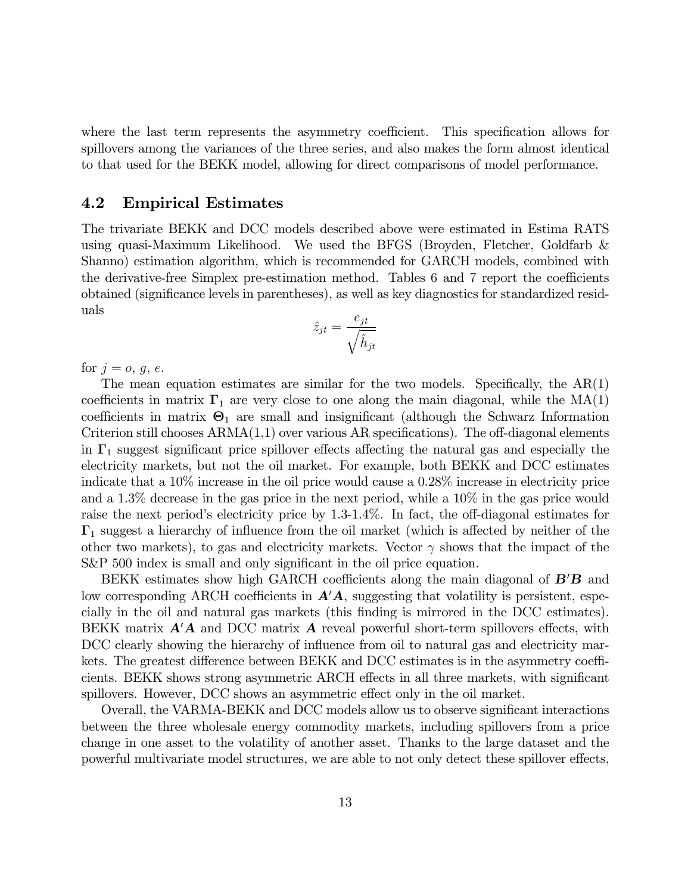where the last term represents the asymmetry coefficient. This specification allows for spillovers among the variances of the three series, and also makes the form almost identical to that used for the BEKK model, allowing for direct comparisons of model performance.

### 4.2 Empirical Estimates

The trivariate BEKK and DCC models described above were estimated in Estima RATS using quasi-Maximum Likelihood. We used the BFGS (Broyden, Fletcher, Goldfarb & Shanno) estimation algorithm, which is recommended for GARCH models, combined with the derivative-free Simplex pre-estimation method. Tables 6 and 7 report the coefficients obtained (significance levels in parentheses), as well as key diagnostics for standardized residuals

$$\hat{z}_{jt} = \frac{e_{jt}}{\sqrt{\hat{h}_{jt}}}$$

for $j = o,\, g,\, e$.

The mean equation estimates are similar for the two models. Specifically, the AR(1) coefficients in matrix $\mathbf{\Gamma}_1$ are very close to one along the main diagonal, while the MA(1) coefficients in matrix $\mathbf{\Theta}_1$ are small and insignificant (although the Schwarz Information Criterion still chooses ARMA(1,1) over various AR specifications). The off-diagonal elements in $\mathbf{\Gamma}_1$ suggest significant price spillover effects affecting the natural gas and especially the electricity markets, but not the oil market. For example, both BEKK and DCC estimates indicate that a 10% increase in the oil price would cause a 0.28% increase in electricity price and a 1.3% decrease in the gas price in the next period, while a 10% in the gas price would raise the next period's electricity price by 1.3-1.4%. In fact, the off-diagonal estimates for $\mathbf{\Gamma}_1$ suggest a hierarchy of influence from the oil market (which is affected by neither of the other two markets), to gas and electricity markets. Vector $\gamma$ shows that the impact of the S&P 500 index is small and only significant in the oil price equation.

BEKK estimates show high GARCH coefficients along the main diagonal of $\boldsymbol{B}'\boldsymbol{B}$ and low corresponding ARCH coefficients in $\boldsymbol{A}'\boldsymbol{A}$, suggesting that volatility is persistent, especially in the oil and natural gas markets (this finding is mirrored in the DCC estimates). BEKK matrix $\boldsymbol{A}'\boldsymbol{A}$ and DCC matrix $\boldsymbol{A}$ reveal powerful short-term spillovers effects, with DCC clearly showing the hierarchy of influence from oil to natural gas and electricity markets. The greatest difference between BEKK and DCC estimates is in the asymmetry coefficients. BEKK shows strong asymmetric ARCH effects in all three markets, with significant spillovers. However, DCC shows an asymmetric effect only in the oil market.

Overall, the VARMA-BEKK and DCC models allow us to observe significant interactions between the three wholesale energy commodity markets, including spillovers from a price change in one asset to the volatility of another asset. Thanks to the large dataset and the powerful multivariate model structures, we are able to not only detect these spillover effects,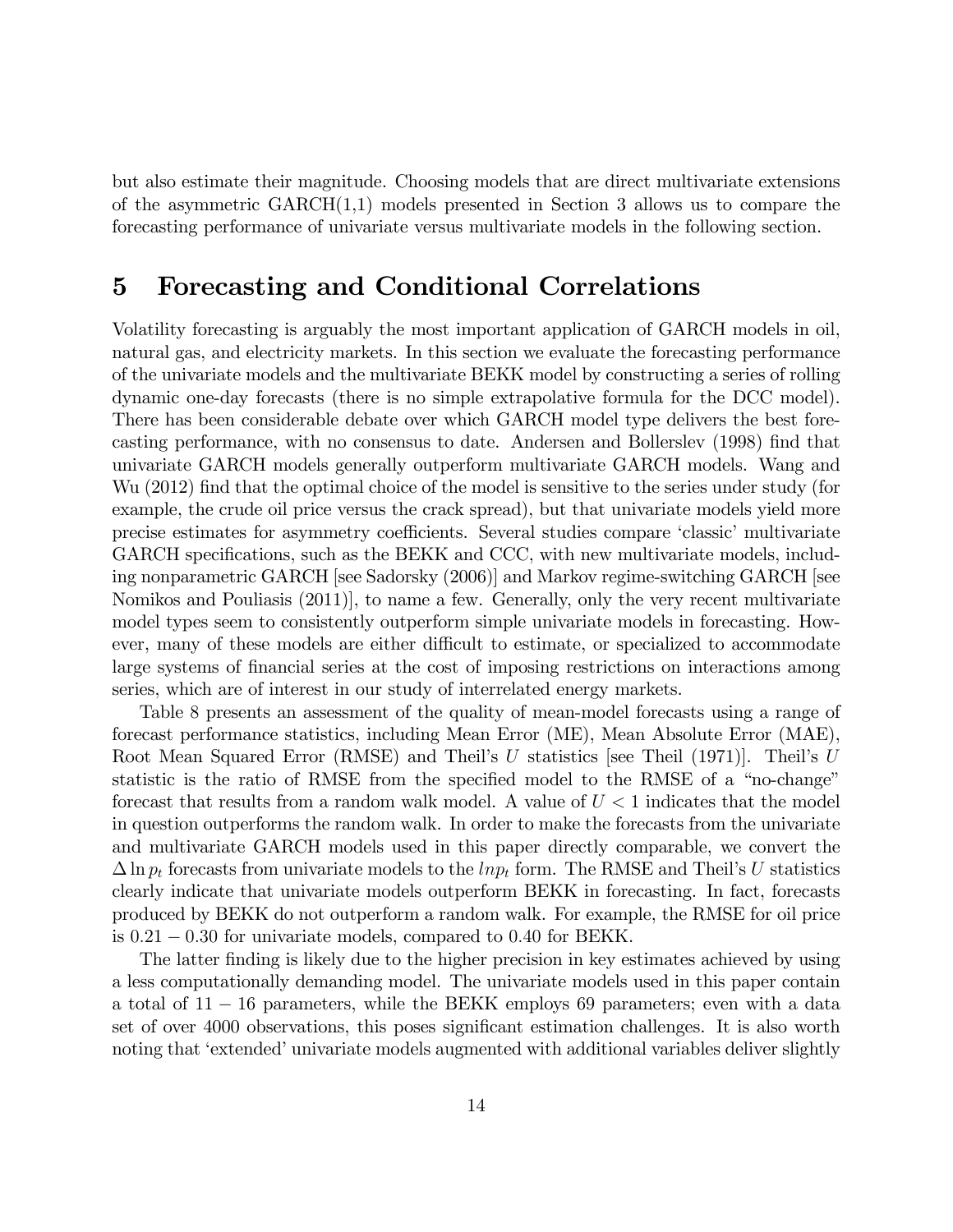but also estimate their magnitude. Choosing models that are direct multivariate extensions of the asymmetric GARCH(1,1) models presented in Section 3 allows us to compare the forecasting performance of univariate versus multivariate models in the following section.

# 5 Forecasting and Conditional Correlations

Volatility forecasting is arguably the most important application of GARCH models in oil, natural gas, and electricity markets. In this section we evaluate the forecasting performance of the univariate models and the multivariate BEKK model by constructing a series of rolling dynamic one-day forecasts (there is no simple extrapolative formula for the DCC model). There has been considerable debate over which GARCH model type delivers the best forecasting performance, with no consensus to date. Andersen and Bollerslev (1998) find that univariate GARCH models generally outperform multivariate GARCH models. Wang and Wu (2012) find that the optimal choice of the model is sensitive to the series under study (for example, the crude oil price versus the crack spread), but that univariate models yield more precise estimates for asymmetry coefficients. Several studies compare 'classic' multivariate GARCH specifications, such as the BEKK and CCC, with new multivariate models, including nonparametric GARCH [see Sadorsky (2006)] and Markov regime-switching GARCH [see Nomikos and Pouliasis (2011)], to name a few. Generally, only the very recent multivariate model types seem to consistently outperform simple univariate models in forecasting. However, many of these models are either difficult to estimate, or specialized to accommodate large systems of financial series at the cost of imposing restrictions on interactions among series, which are of interest in our study of interrelated energy markets.

Table 8 presents an assessment of the quality of mean-model forecasts using a range of forecast performance statistics, including Mean Error (ME), Mean Absolute Error (MAE), Root Mean Squared Error (RMSE) and Theil's $U$ statistics [see Theil (1971)]. Theil's $U$ statistic is the ratio of RMSE from the specified model to the RMSE of a "no-change" forecast that results from a random walk model. A value of $U < 1$ indicates that the model in question outperforms the random walk. In order to make the forecasts from the univariate and multivariate GARCH models used in this paper directly comparable, we convert the $\Delta \ln p_t$ forecasts from univariate models to the $ln p_t$ form. The RMSE and Theil's $U$ statistics clearly indicate that univariate models outperform BEKK in forecasting. In fact, forecasts produced by BEKK do not outperform a random walk. For example, the RMSE for oil price is $0.21 - 0.30$ for univariate models, compared to 0.40 for BEKK.

The latter finding is likely due to the higher precision in key estimates achieved by using a less computationally demanding model. The univariate models used in this paper contain a total of $11 - 16$ parameters, while the BEKK employs 69 parameters; even with a data set of over 4000 observations, this poses significant estimation challenges. It is also worth noting that 'extended' univariate models augmented with additional variables deliver slightly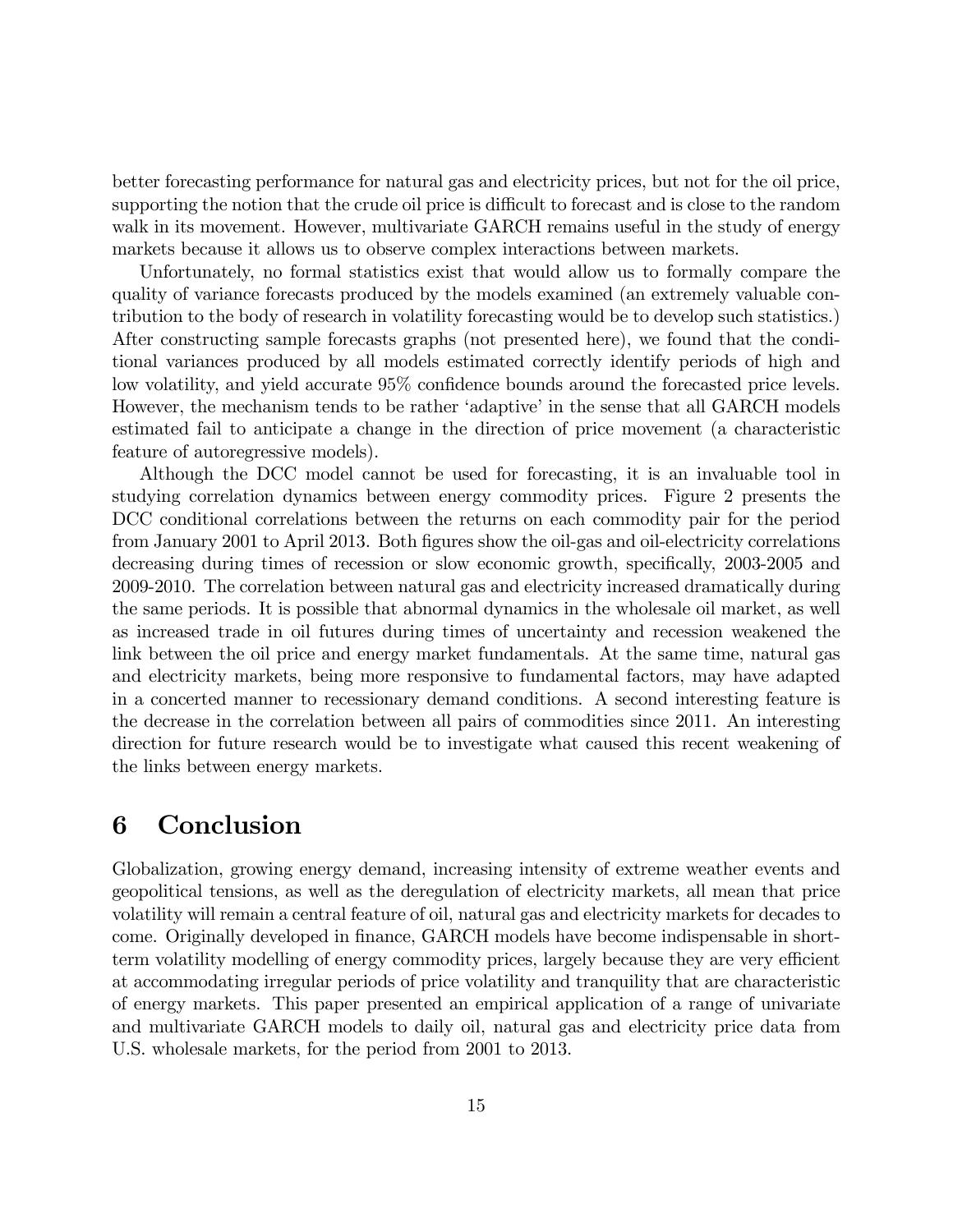better forecasting performance for natural gas and electricity prices, but not for the oil price, supporting the notion that the crude oil price is difficult to forecast and is close to the random walk in its movement. However, multivariate GARCH remains useful in the study of energy markets because it allows us to observe complex interactions between markets.

Unfortunately, no formal statistics exist that would allow us to formally compare the quality of variance forecasts produced by the models examined (an extremely valuable contribution to the body of research in volatility forecasting would be to develop such statistics.) After constructing sample forecasts graphs (not presented here), we found that the conditional variances produced by all models estimated correctly identify periods of high and low volatility, and yield accurate 95% confidence bounds around the forecasted price levels. However, the mechanism tends to be rather 'adaptive' in the sense that all GARCH models estimated fail to anticipate a change in the direction of price movement (a characteristic feature of autoregressive models).

Although the DCC model cannot be used for forecasting, it is an invaluable tool in studying correlation dynamics between energy commodity prices. Figure 2 presents the DCC conditional correlations between the returns on each commodity pair for the period from January 2001 to April 2013. Both figures show the oil-gas and oil-electricity correlations decreasing during times of recession or slow economic growth, specifically, 2003-2005 and 2009-2010. The correlation between natural gas and electricity increased dramatically during the same periods. It is possible that abnormal dynamics in the wholesale oil market, as well as increased trade in oil futures during times of uncertainty and recession weakened the link between the oil price and energy market fundamentals. At the same time, natural gas and electricity markets, being more responsive to fundamental factors, may have adapted in a concerted manner to recessionary demand conditions. A second interesting feature is the decrease in the correlation between all pairs of commodities since 2011. An interesting direction for future research would be to investigate what caused this recent weakening of the links between energy markets.

# 6 Conclusion

Globalization, growing energy demand, increasing intensity of extreme weather events and geopolitical tensions, as well as the deregulation of electricity markets, all mean that price volatility will remain a central feature of oil, natural gas and electricity markets for decades to come. Originally developed in finance, GARCH models have become indispensable in short-term volatility modelling of energy commodity prices, largely because they are very efficient at accommodating irregular periods of price volatility and tranquility that are characteristic of energy markets. This paper presented an empirical application of a range of univariate and multivariate GARCH models to daily oil, natural gas and electricity price data from U.S. wholesale markets, for the period from 2001 to 2013.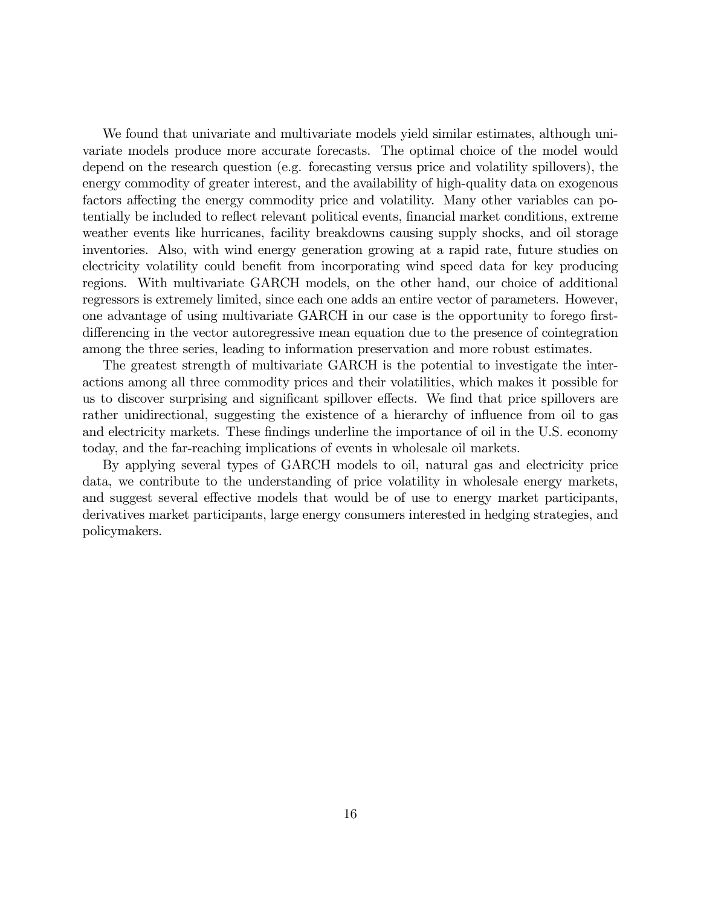We found that univariate and multivariate models yield similar estimates, although univariate models produce more accurate forecasts. The optimal choice of the model would depend on the research question (e.g. forecasting versus price and volatility spillovers), the energy commodity of greater interest, and the availability of high-quality data on exogenous factors affecting the energy commodity price and volatility. Many other variables can potentially be included to reflect relevant political events, financial market conditions, extreme weather events like hurricanes, facility breakdowns causing supply shocks, and oil storage inventories. Also, with wind energy generation growing at a rapid rate, future studies on electricity volatility could benefit from incorporating wind speed data for key producing regions. With multivariate GARCH models, on the other hand, our choice of additional regressors is extremely limited, since each one adds an entire vector of parameters. However, one advantage of using multivariate GARCH in our case is the opportunity to forego first-differencing in the vector autoregressive mean equation due to the presence of cointegration among the three series, leading to information preservation and more robust estimates.

The greatest strength of multivariate GARCH is the potential to investigate the interactions among all three commodity prices and their volatilities, which makes it possible for us to discover surprising and significant spillover effects. We find that price spillovers are rather unidirectional, suggesting the existence of a hierarchy of influence from oil to gas and electricity markets. These findings underline the importance of oil in the U.S. economy today, and the far-reaching implications of events in wholesale oil markets.

By applying several types of GARCH models to oil, natural gas and electricity price data, we contribute to the understanding of price volatility in wholesale energy markets, and suggest several effective models that would be of use to energy market participants, derivatives market participants, large energy consumers interested in hedging strategies, and policymakers.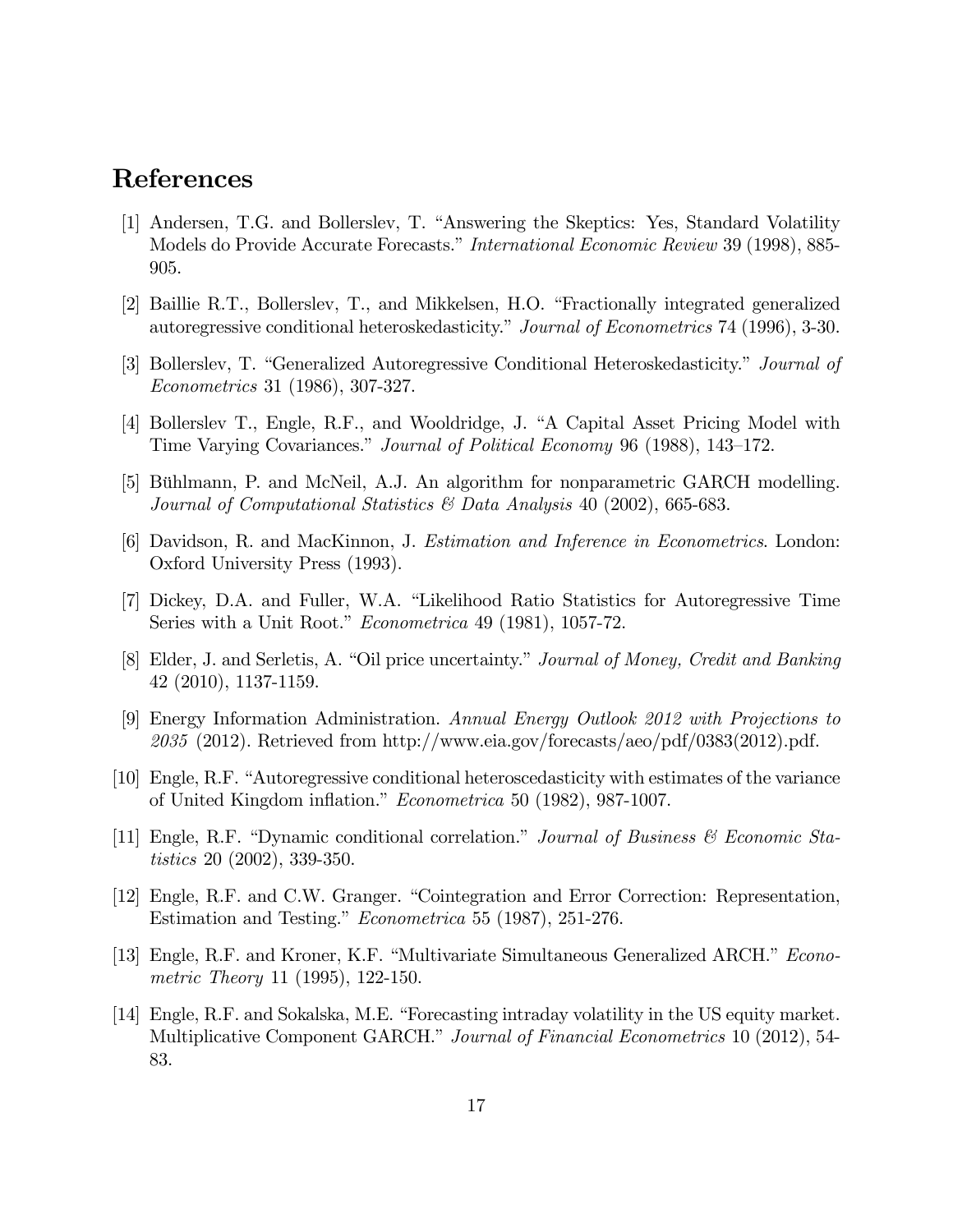# References

[1] Andersen, T.G. and Bollerslev, T. "Answering the Skeptics: Yes, Standard Volatility Models do Provide Accurate Forecasts." *International Economic Review* 39 (1998), 885-905.

[2] Baillie R.T., Bollerslev, T., and Mikkelsen, H.O. "Fractionally integrated generalized autoregressive conditional heteroskedasticity." *Journal of Econometrics* 74 (1996), 3-30.

[3] Bollerslev, T. "Generalized Autoregressive Conditional Heteroskedasticity." *Journal of Econometrics* 31 (1986), 307-327.

[4] Bollerslev T., Engle, R.F., and Wooldridge, J. "A Capital Asset Pricing Model with Time Varying Covariances." *Journal of Political Economy* 96 (1988), 143–172.

[5] Bühlmann, P. and McNeil, A.J. An algorithm for nonparametric GARCH modelling. *Journal of Computational Statistics & Data Analysis* 40 (2002), 665-683.

[6] Davidson, R. and MacKinnon, J. *Estimation and Inference in Econometrics*. London: Oxford University Press (1993).

[7] Dickey, D.A. and Fuller, W.A. "Likelihood Ratio Statistics for Autoregressive Time Series with a Unit Root." *Econometrica* 49 (1981), 1057-72.

[8] Elder, J. and Serletis, A. "Oil price uncertainty." *Journal of Money, Credit and Banking* 42 (2010), 1137-1159.

[9] Energy Information Administration. *Annual Energy Outlook 2012 with Projections to 2035* (2012). Retrieved from http://www.eia.gov/forecasts/aeo/pdf/0383(2012).pdf.

[10] Engle, R.F. "Autoregressive conditional heteroscedasticity with estimates of the variance of United Kingdom inflation." *Econometrica* 50 (1982), 987-1007.

[11] Engle, R.F. "Dynamic conditional correlation." *Journal of Business & Economic Statistics* 20 (2002), 339-350.

[12] Engle, R.F. and C.W. Granger. "Cointegration and Error Correction: Representation, Estimation and Testing." *Econometrica* 55 (1987), 251-276.

[13] Engle, R.F. and Kroner, K.F. "Multivariate Simultaneous Generalized ARCH." *Econometric Theory* 11 (1995), 122-150.

[14] Engle, R.F. and Sokalska, M.E. "Forecasting intraday volatility in the US equity market. Multiplicative Component GARCH." *Journal of Financial Econometrics* 10 (2012), 54-83.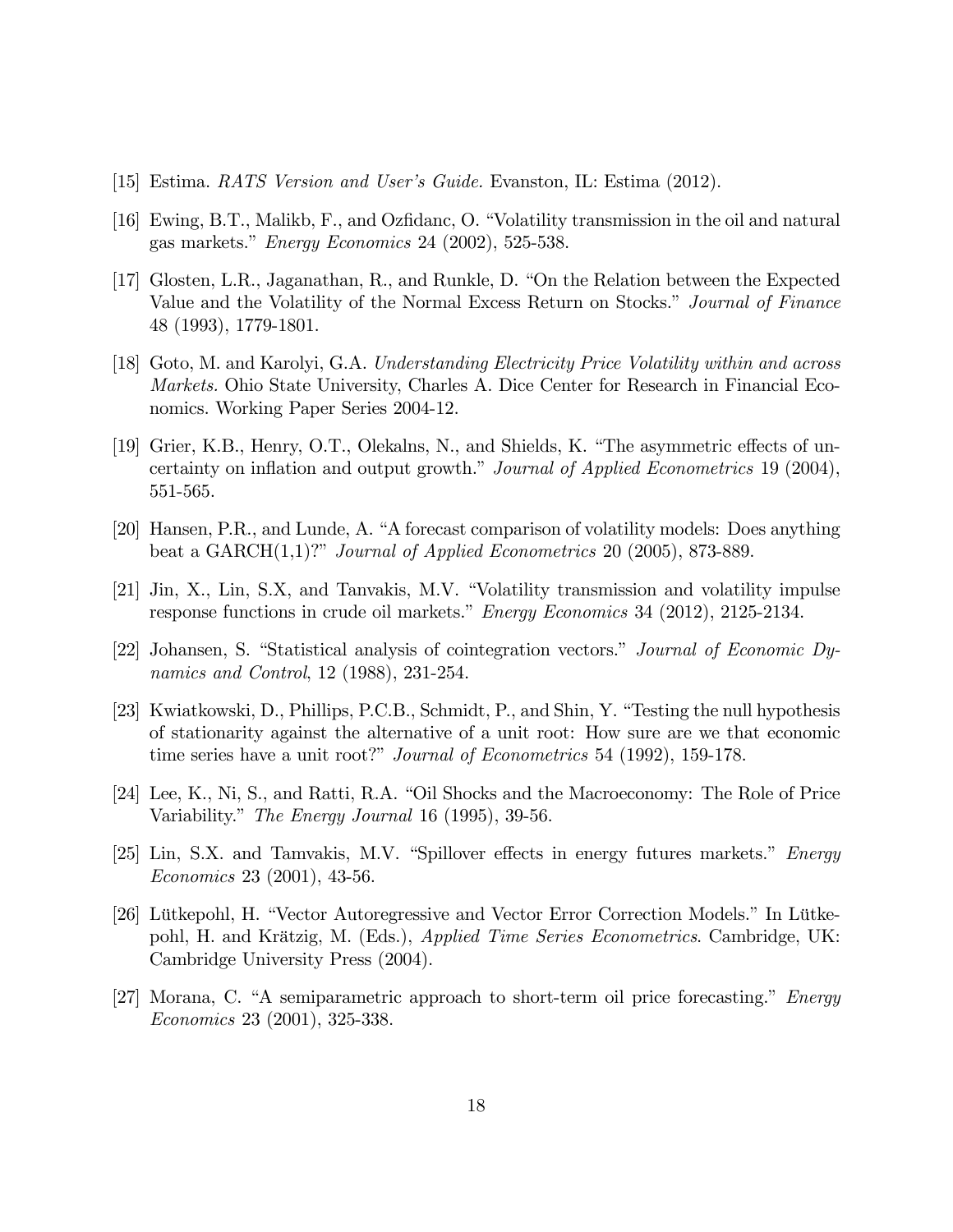[15] Estima. *RATS Version and User's Guide.* Evanston, IL: Estima (2012).

[16] Ewing, B.T., Malikb, F., and Ozfidanc, O. "Volatility transmission in the oil and natural gas markets." *Energy Economics* 24 (2002), 525-538.

[17] Glosten, L.R., Jaganathan, R., and Runkle, D. "On the Relation between the Expected Value and the Volatility of the Normal Excess Return on Stocks." *Journal of Finance* 48 (1993), 1779-1801.

[18] Goto, M. and Karolyi, G.A. *Understanding Electricity Price Volatility within and across Markets.* Ohio State University, Charles A. Dice Center for Research in Financial Economics. Working Paper Series 2004-12.

[19] Grier, K.B., Henry, O.T., Olekalns, N., and Shields, K. "The asymmetric effects of uncertainty on inflation and output growth." *Journal of Applied Econometrics* 19 (2004), 551-565.

[20] Hansen, P.R., and Lunde, A. "A forecast comparison of volatility models: Does anything beat a GARCH(1,1)?" *Journal of Applied Econometrics* 20 (2005), 873-889.

[21] Jin, X., Lin, S.X, and Tanvakis, M.V. "Volatility transmission and volatility impulse response functions in crude oil markets." *Energy Economics* 34 (2012), 2125-2134.

[22] Johansen, S. "Statistical analysis of cointegration vectors." *Journal of Economic Dynamics and Control*, 12 (1988), 231-254.

[23] Kwiatkowski, D., Phillips, P.C.B., Schmidt, P., and Shin, Y. "Testing the null hypothesis of stationarity against the alternative of a unit root: How sure are we that economic time series have a unit root?" *Journal of Econometrics* 54 (1992), 159-178.

[24] Lee, K., Ni, S., and Ratti, R.A. "Oil Shocks and the Macroeconomy: The Role of Price Variability." *The Energy Journal* 16 (1995), 39-56.

[25] Lin, S.X. and Tamvakis, M.V. "Spillover effects in energy futures markets." *Energy Economics* 23 (2001), 43-56.

[26] Lütkepohl, H. "Vector Autoregressive and Vector Error Correction Models." In Lütkepohl, H. and Krätzig, M. (Eds.), *Applied Time Series Econometrics*. Cambridge, UK: Cambridge University Press (2004).

[27] Morana, C. "A semiparametric approach to short-term oil price forecasting." *Energy Economics* 23 (2001), 325-338.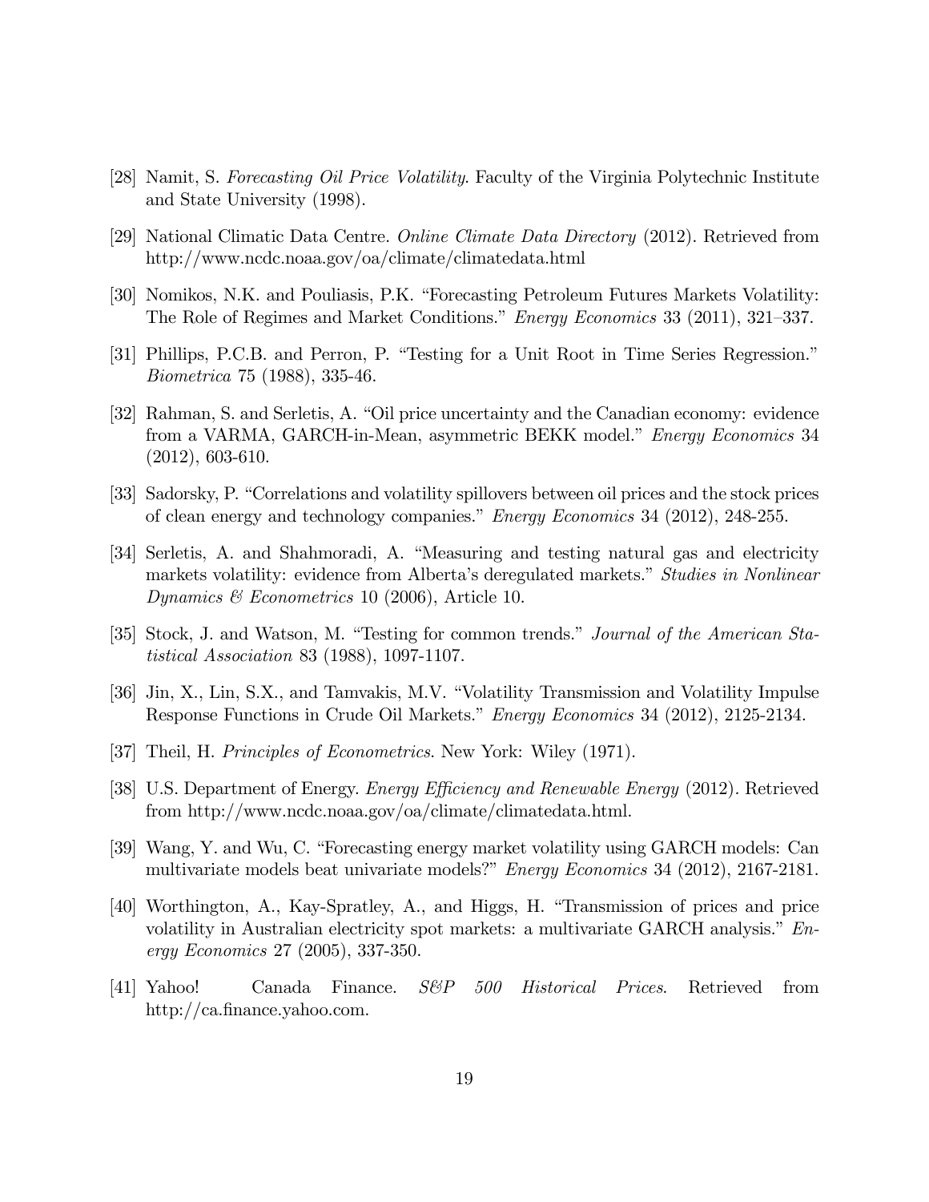[28] Namit, S. *Forecasting Oil Price Volatility*. Faculty of the Virginia Polytechnic Institute and State University (1998).

[29] National Climatic Data Centre. *Online Climate Data Directory* (2012). Retrieved from http://www.ncdc.noaa.gov/oa/climate/climatedata.html

[30] Nomikos, N.K. and Pouliasis, P.K. "Forecasting Petroleum Futures Markets Volatility: The Role of Regimes and Market Conditions." *Energy Economics* 33 (2011), 321–337.

[31] Phillips, P.C.B. and Perron, P. "Testing for a Unit Root in Time Series Regression." *Biometrica* 75 (1988), 335-46.

[32] Rahman, S. and Serletis, A. "Oil price uncertainty and the Canadian economy: evidence from a VARMA, GARCH-in-Mean, asymmetric BEKK model." *Energy Economics* 34 (2012), 603-610.

[33] Sadorsky, P. "Correlations and volatility spillovers between oil prices and the stock prices of clean energy and technology companies." *Energy Economics* 34 (2012), 248-255.

[34] Serletis, A. and Shahmoradi, A. "Measuring and testing natural gas and electricity markets volatility: evidence from Alberta's deregulated markets." *Studies in Nonlinear Dynamics & Econometrics* 10 (2006), Article 10.

[35] Stock, J. and Watson, M. "Testing for common trends." *Journal of the American Statistical Association* 83 (1988), 1097-1107.

[36] Jin, X., Lin, S.X., and Tamvakis, M.V. "Volatility Transmission and Volatility Impulse Response Functions in Crude Oil Markets." *Energy Economics* 34 (2012), 2125-2134.

[37] Theil, H. *Principles of Econometrics*. New York: Wiley (1971).

[38] U.S. Department of Energy. *Energy Efficiency and Renewable Energy* (2012). Retrieved from http://www.ncdc.noaa.gov/oa/climate/climatedata.html.

[39] Wang, Y. and Wu, C. "Forecasting energy market volatility using GARCH models: Can multivariate models beat univariate models?" *Energy Economics* 34 (2012), 2167-2181.

[40] Worthington, A., Kay-Spratley, A., and Higgs, H. "Transmission of prices and price volatility in Australian electricity spot markets: a multivariate GARCH analysis." *Energy Economics* 27 (2005), 337-350.

[41] Yahoo! Canada Finance. *S&P 500 Historical Prices*. Retrieved from http://ca.finance.yahoo.com.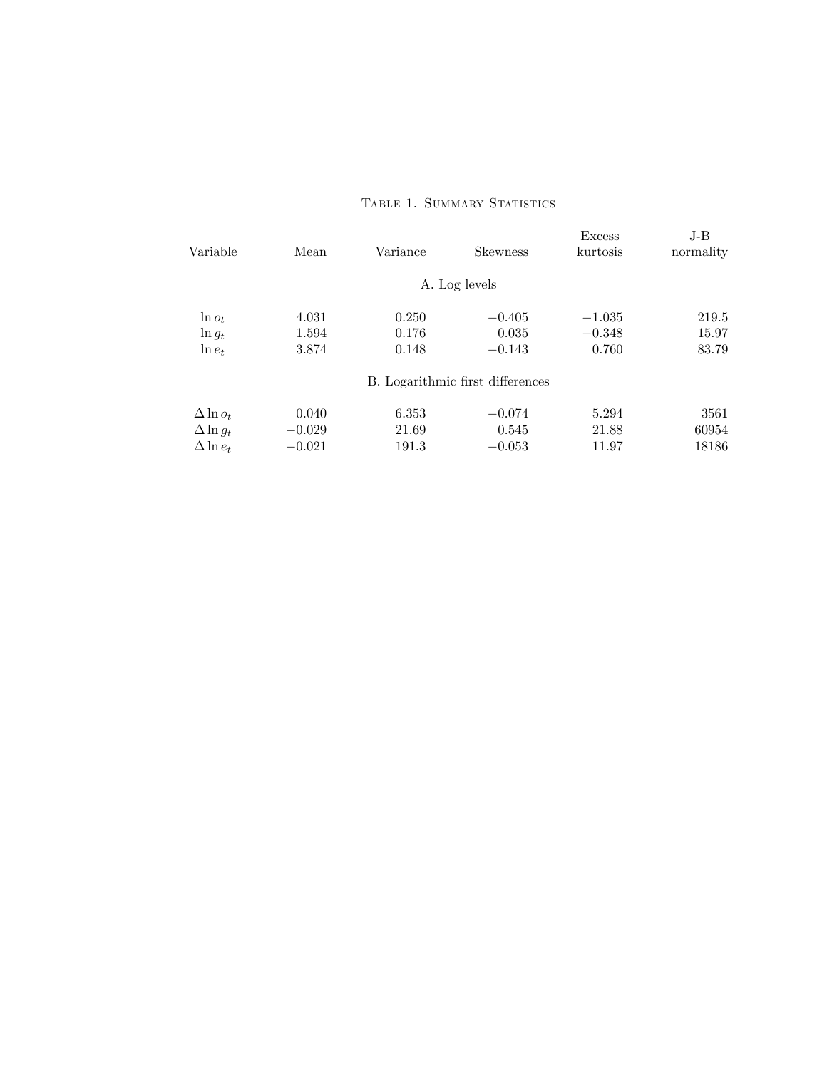Table 1. Summary Statistics

| Variable | Mean | Variance | Skewness | Excess kurtosis | J-B normality |
|---|---|---|---|---|---|
| A. Log levels | | | | | |
| $\ln o_t$ | 4.031 | 0.250 | −0.405 | −1.035 | 219.5 |
| $\ln g_t$ | 1.594 | 0.176 | 0.035 | −0.348 | 15.97 |
| $\ln e_t$ | 3.874 | 0.148 | −0.143 | 0.760 | 83.79 |
| B. Logarithmic first differences | | | | | |
| $\Delta \ln o_t$ | 0.040 | 6.353 | −0.074 | 5.294 | 3561 |
| $\Delta \ln g_t$ | −0.029 | 21.69 | 0.545 | 21.88 | 60954 |
| $\Delta \ln e_t$ | −0.021 | 191.3 | −0.053 | 11.97 | 18186 |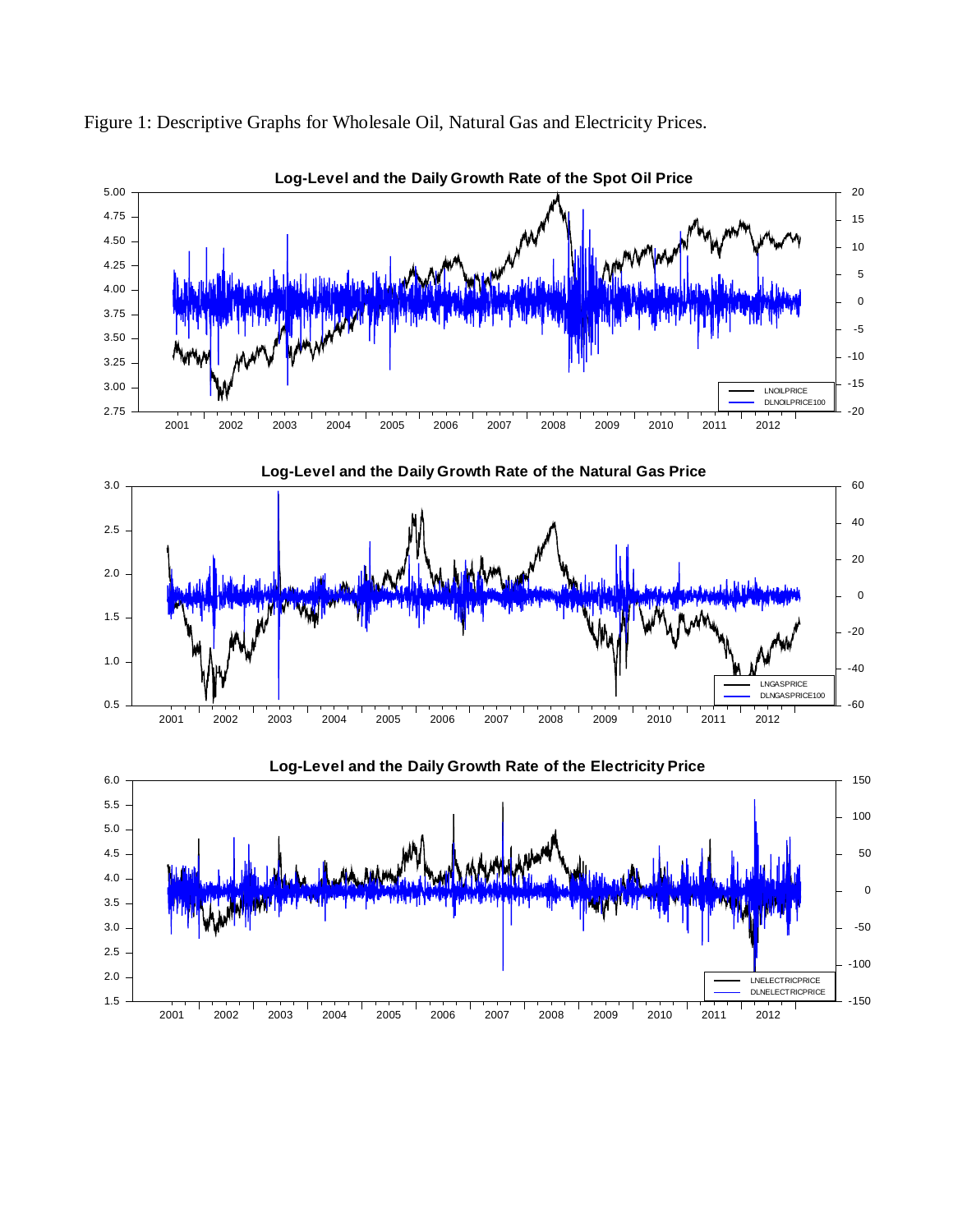Figure 1: Descriptive Graphs for Wholesale Oil, Natural Gas and Electricity Prices.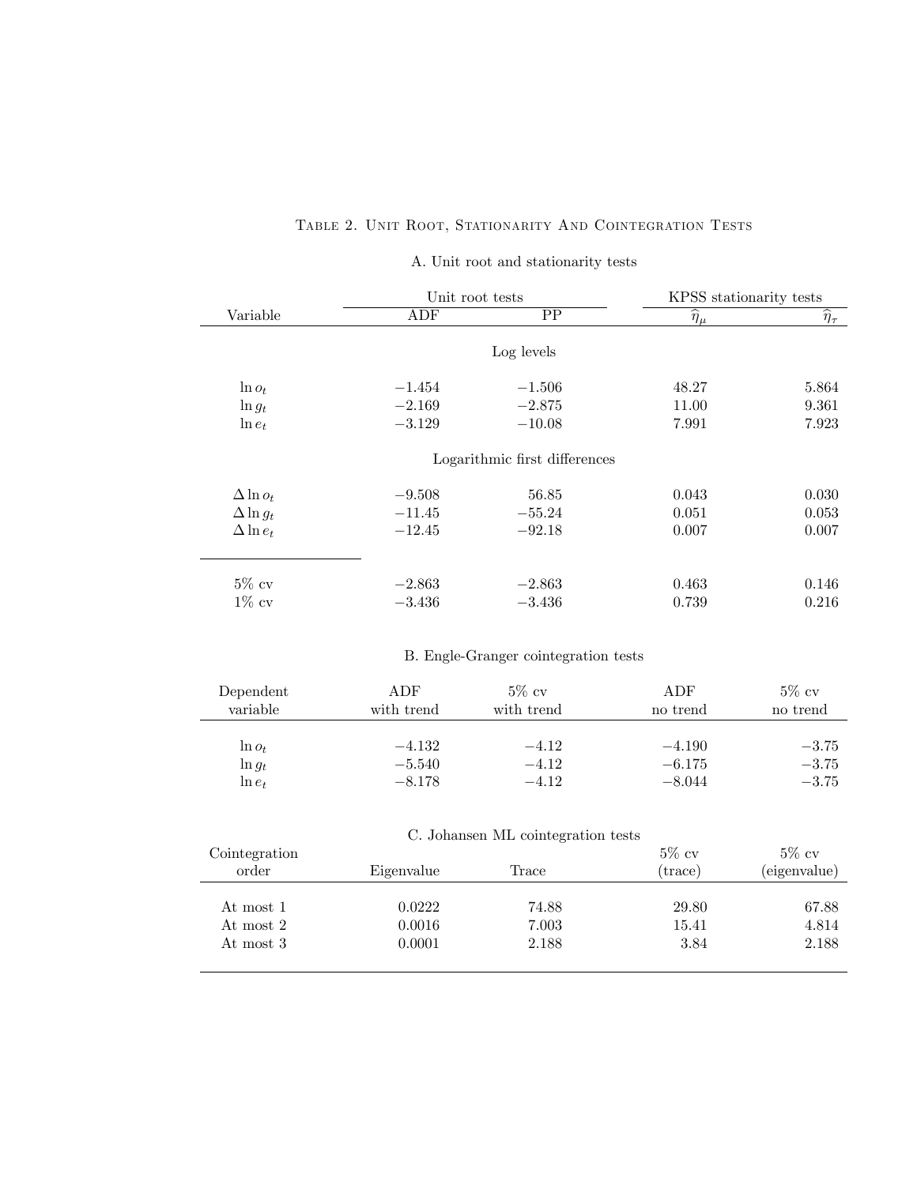# Table 2. Unit Root, Stationarity And Cointegration Tests

## A. Unit root and stationarity tests

| Variable | Unit root tests | | KPSS stationarity tests | |
|---|---|---|---|---|
| | ADF | PP | $\widehat{\eta}_\mu$ | $\widehat{\eta}_\tau$ |
| | | Log levels | | |
| $\ln o_t$ | −1.454 | −1.506 | 48.27 | 5.864 |
| $\ln g_t$ | −2.169 | −2.875 | 11.00 | 9.361 |
| $\ln e_t$ | −3.129 | −10.08 | 7.991 | 7.923 |
| | | Logarithmic first differences | | |
| $\Delta \ln o_t$ | −9.508 | 56.85 | 0.043 | 0.030 |
| $\Delta \ln g_t$ | −11.45 | −55.24 | 0.051 | 0.053 |
| $\Delta \ln e_t$ | −12.45 | −92.18 | 0.007 | 0.007 |
| 5% cv | −2.863 | −2.863 | 0.463 | 0.146 |
| 1% cv | −3.436 | −3.436 | 0.739 | 0.216 |

## B. Engle-Granger cointegration tests

| Dependent variable | ADF with trend | 5% cv with trend | ADF no trend | 5% cv no trend |
|---|---|---|---|---|
| $\ln o_t$ | −4.132 | −4.12 | −4.190 | −3.75 |
| $\ln g_t$ | −5.540 | −4.12 | −6.175 | −3.75 |
| $\ln e_t$ | −8.178 | −4.12 | −8.044 | −3.75 |

## C. Johansen ML cointegration tests

| Cointegration order | Eigenvalue | Trace | 5% cv (trace) | 5% cv (eigenvalue) |
|---|---|---|---|---|
| At most 1 | 0.0222 | 74.88 | 29.80 | 67.88 |
| At most 2 | 0.0016 | 7.003 | 15.41 | 4.814 |
| At most 3 | 0.0001 | 2.188 | 3.84 | 2.188 |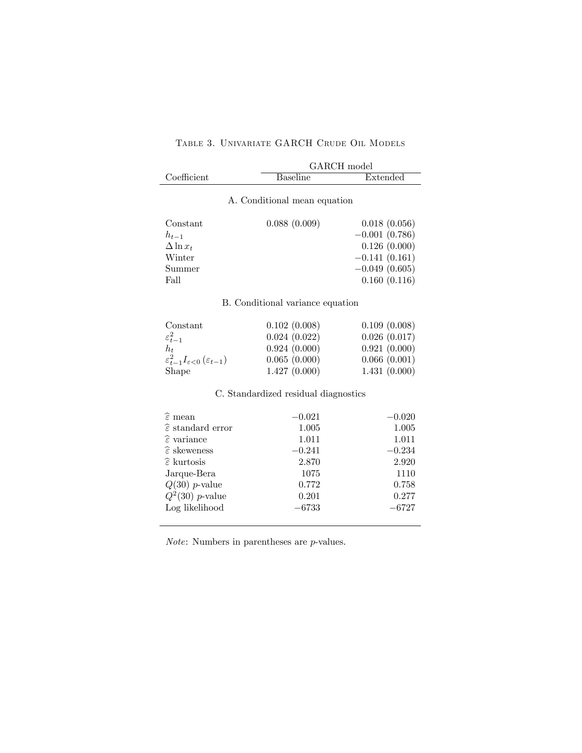Table 3. Univariate GARCH Crude Oil Models

| Coefficient | GARCH model | |
|---|---|---|
| | Baseline | Extended |
| **A. Conditional mean equation** | | |
| Constant | 0.088 (0.009) | 0.018 (0.056) |
| $h_{t-1}$ | | −0.001 (0.786) |
| $\Delta \ln x_t$ | | 0.126 (0.000) |
| Winter | | −0.141 (0.161) |
| Summer | | −0.049 (0.605) |
| Fall | | 0.160 (0.116) |
| **B. Conditional variance equation** | | |
| Constant | 0.102 (0.008) | 0.109 (0.008) |
| $\varepsilon_{t-1}^2$ | 0.024 (0.022) | 0.026 (0.017) |
| $h_t$ | 0.924 (0.000) | 0.921 (0.000) |
| $\varepsilon_{t-1}^2 I_{\varepsilon<0}(\varepsilon_{t-1})$ | 0.065 (0.000) | 0.066 (0.001) |
| Shape | 1.427 (0.000) | 1.431 (0.000) |
| **C. Standardized residual diagnostics** | | |
| $\widehat{\varepsilon}$ mean | −0.021 | −0.020 |
| $\widehat{\varepsilon}$ standard error | 1.005 | 1.005 |
| $\widehat{\varepsilon}$ variance | 1.011 | 1.011 |
| $\widehat{\varepsilon}$ skeweness | −0.241 | −0.234 |
| $\widehat{\varepsilon}$ kurtosis | 2.870 | 2.920 |
| Jarque-Bera | 1075 | 1110 |
| $Q(30)$ $p$-value | 0.772 | 0.758 |
| $Q^2(30)$ $p$-value | 0.201 | 0.277 |
| Log likelihood | −6733 | −6727 |

*Note*: Numbers in parentheses are $p$-values.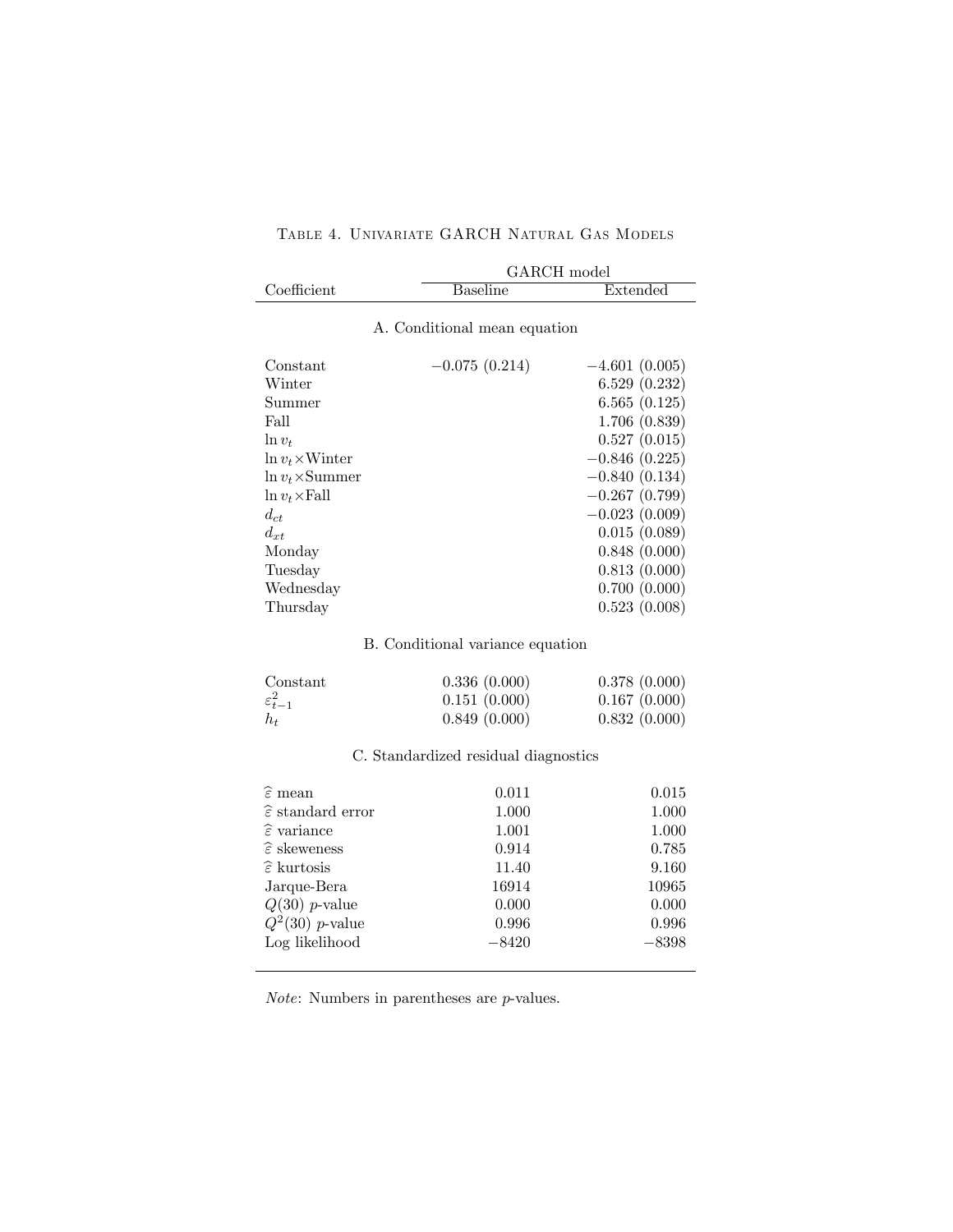Table 4. Univariate GARCH Natural Gas Models

| Coefficient | GARCH model | |
|---|---|---|
| | Baseline | Extended |
| **A. Conditional mean equation** | | |
| Constant | −0.075 (0.214) | −4.601 (0.005) |
| Winter | | 6.529 (0.232) |
| Summer | | 6.565 (0.125) |
| Fall | | 1.706 (0.839) |
| $\ln v_t$ | | 0.527 (0.015) |
| $\ln v_t \times$Winter | | −0.846 (0.225) |
| $\ln v_t \times$Summer | | −0.840 (0.134) |
| $\ln v_t \times$Fall | | −0.267 (0.799) |
| $d_{ct}$ | | −0.023 (0.009) |
| $d_{xt}$ | | 0.015 (0.089) |
| Monday | | 0.848 (0.000) |
| Tuesday | | 0.813 (0.000) |
| Wednesday | | 0.700 (0.000) |
| Thursday | | 0.523 (0.008) |
| **B. Conditional variance equation** | | |
| Constant | 0.336 (0.000) | 0.378 (0.000) |
| $\varepsilon_{t-1}^2$ | 0.151 (0.000) | 0.167 (0.000) |
| $h_t$ | 0.849 (0.000) | 0.832 (0.000) |
| **C. Standardized residual diagnostics** | | |
| $\widehat{\varepsilon}$ mean | 0.011 | 0.015 |
| $\widehat{\varepsilon}$ standard error | 1.000 | 1.000 |
| $\widehat{\varepsilon}$ variance | 1.001 | 1.000 |
| $\widehat{\varepsilon}$ skeweness | 0.914 | 0.785 |
| $\widehat{\varepsilon}$ kurtosis | 11.40 | 9.160 |
| Jarque-Bera | 16914 | 10965 |
| $Q(30)$ $p$-value | 0.000 | 0.000 |
| $Q^2(30)$ $p$-value | 0.996 | 0.996 |
| Log likelihood | −8420 | −8398 |

*Note*: Numbers in parentheses are $p$-values.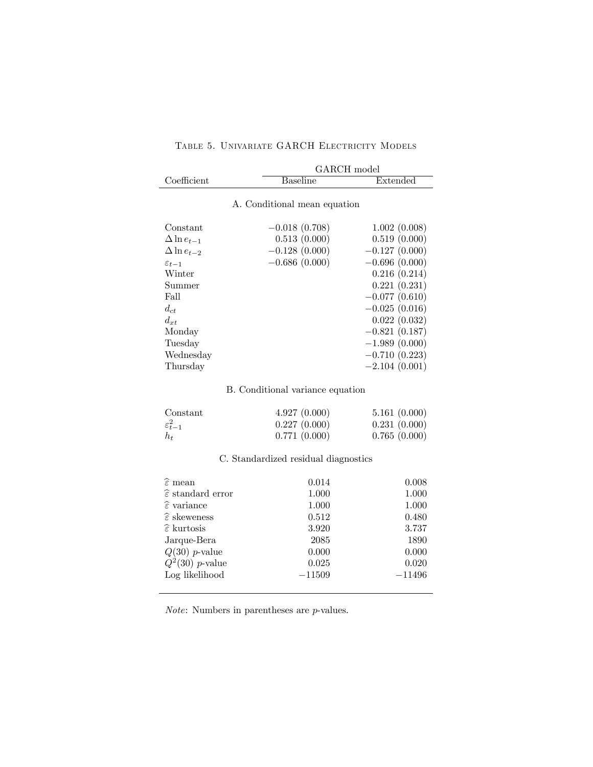Table 5. Univariate GARCH Electricity Models

| Coefficient | GARCH model | |
|---|---|---|
| | Baseline | Extended |
| **A. Conditional mean equation** | | |
| Constant | −0.018 (0.708) | 1.002 (0.008) |
| $\Delta \ln e_{t-1}$ | 0.513 (0.000) | 0.519 (0.000) |
| $\Delta \ln e_{t-2}$ | −0.128 (0.000) | −0.127 (0.000) |
| $\varepsilon_{t-1}$ | −0.686 (0.000) | −0.696 (0.000) |
| Winter | | 0.216 (0.214) |
| Summer | | 0.221 (0.231) |
| Fall | | −0.077 (0.610) |
| $d_{ct}$ | | −0.025 (0.016) |
| $d_{xt}$ | | 0.022 (0.032) |
| Monday | | −0.821 (0.187) |
| Tuesday | | −1.989 (0.000) |
| Wednesday | | −0.710 (0.223) |
| Thursday | | −2.104 (0.001) |
| **B. Conditional variance equation** | | |
| Constant | 4.927 (0.000) | 5.161 (0.000) |
| $\varepsilon_{t-1}^2$ | 0.227 (0.000) | 0.231 (0.000) |
| $h_t$ | 0.771 (0.000) | 0.765 (0.000) |
| **C. Standardized residual diagnostics** | | |
| $\widehat{\varepsilon}$ mean | 0.014 | 0.008 |
| $\widehat{\varepsilon}$ standard error | 1.000 | 1.000 |
| $\widehat{\varepsilon}$ variance | 1.000 | 1.000 |
| $\widehat{\varepsilon}$ skeweness | 0.512 | 0.480 |
| $\widehat{\varepsilon}$ kurtosis | 3.920 | 3.737 |
| Jarque-Bera | 2085 | 1890 |
| $Q(30)$ $p$-value | 0.000 | 0.000 |
| $Q^2(30)$ $p$-value | 0.025 | 0.020 |
| Log likelihood | −11509 | −11496 |

*Note*: Numbers in parentheses are $p$-values.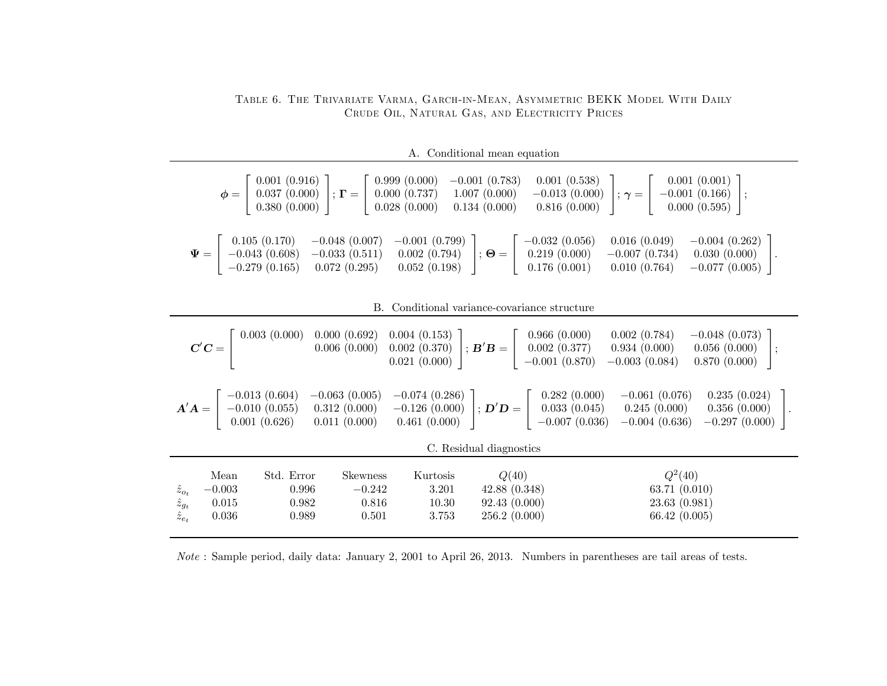Table 6. The Trivariate Varma, Garch-in-Mean, Asymmetric BEKK Model With Daily Crude Oil, Natural Gas, and Electricity Prices

A. Conditional mean equation

$$\boldsymbol{\phi} = \begin{bmatrix} 0.001\ (0.916) \\ 0.037\ (0.000) \\ 0.380\ (0.000) \end{bmatrix}; \boldsymbol{\Gamma} = \begin{bmatrix} 0.999\ (0.000) & -0.001\ (0.783) & 0.001\ (0.538) \\ 0.000\ (0.737) & 1.007\ (0.000) & -0.013\ (0.000) \\ 0.028\ (0.000) & 0.134\ (0.000) & 0.816\ (0.000) \end{bmatrix}; \boldsymbol{\gamma} = \begin{bmatrix} 0.001\ (0.001) \\ -0.001\ (0.166) \\ 0.000\ (0.595) \end{bmatrix};$$

$$\boldsymbol{\Psi} = \begin{bmatrix} 0.105\ (0.170) & -0.048\ (0.007) & -0.001\ (0.799) \\ -0.043\ (0.608) & -0.033\ (0.511) & 0.002\ (0.794) \\ -0.279\ (0.165) & 0.072\ (0.295) & 0.052\ (0.198) \end{bmatrix}; \boldsymbol{\Theta} = \begin{bmatrix} -0.032\ (0.056) & 0.016\ (0.049) & -0.004\ (0.262) \\ 0.219\ (0.000) & -0.007\ (0.734) & 0.030\ (0.000) \\ 0.176\ (0.001) & 0.010\ (0.764) & -0.077\ (0.005) \end{bmatrix}.$$

B. Conditional variance-covariance structure

$$\boldsymbol{C}'\boldsymbol{C} = \begin{bmatrix} 0.003\ (0.000) & 0.000\ (0.692) & 0.004\ (0.153) \\ & 0.006\ (0.000) & 0.002\ (0.370) \\ & & 0.021\ (0.000) \end{bmatrix}; \boldsymbol{B}'\boldsymbol{B} = \begin{bmatrix} 0.966\ (0.000) & 0.002\ (0.784) & -0.048\ (0.073) \\ 0.002\ (0.377) & 0.934\ (0.000) & 0.056\ (0.000) \\ -0.001\ (0.870) & -0.003\ (0.084) & 0.870\ (0.000) \end{bmatrix};$$

$$\boldsymbol{A}'\boldsymbol{A} = \begin{bmatrix} -0.013\ (0.604) & -0.063\ (0.005) & -0.074\ (0.286) \\ -0.010\ (0.055) & 0.312\ (0.000) & -0.126\ (0.000) \\ 0.001\ (0.626) & 0.011\ (0.000) & 0.461\ (0.000) \end{bmatrix}; \boldsymbol{D}'\boldsymbol{D} = \begin{bmatrix} 0.282\ (0.000) & -0.061\ (0.076) & 0.235\ (0.024) \\ 0.033\ (0.045) & 0.245\ (0.000) & 0.356\ (0.000) \\ -0.007\ (0.036) & -0.004\ (0.636) & -0.297\ (0.000) \end{bmatrix}.$$

C. Residual diagnostics

| | Mean | Std. Error | Skewness | Kurtosis | $Q(40)$ | $Q^2(40)$ |
|---|---|---|---|---|---|---|
| $\hat{z}_{o_t}$ | −0.003 | 0.996 | −0.242 | 3.201 | 42.88 (0.348) | 63.71 (0.010) |
| $\hat{z}_{g_t}$ | 0.015 | 0.982 | 0.816 | 10.30 | 92.43 (0.000) | 23.63 (0.981) |
| $\hat{z}_{e_t}$ | 0.036 | 0.989 | 0.501 | 3.753 | 256.2 (0.000) | 66.42 (0.005) |

*Note* : Sample period, daily data: January 2, 2001 to April 26, 2013. Numbers in parentheses are tail areas of tests.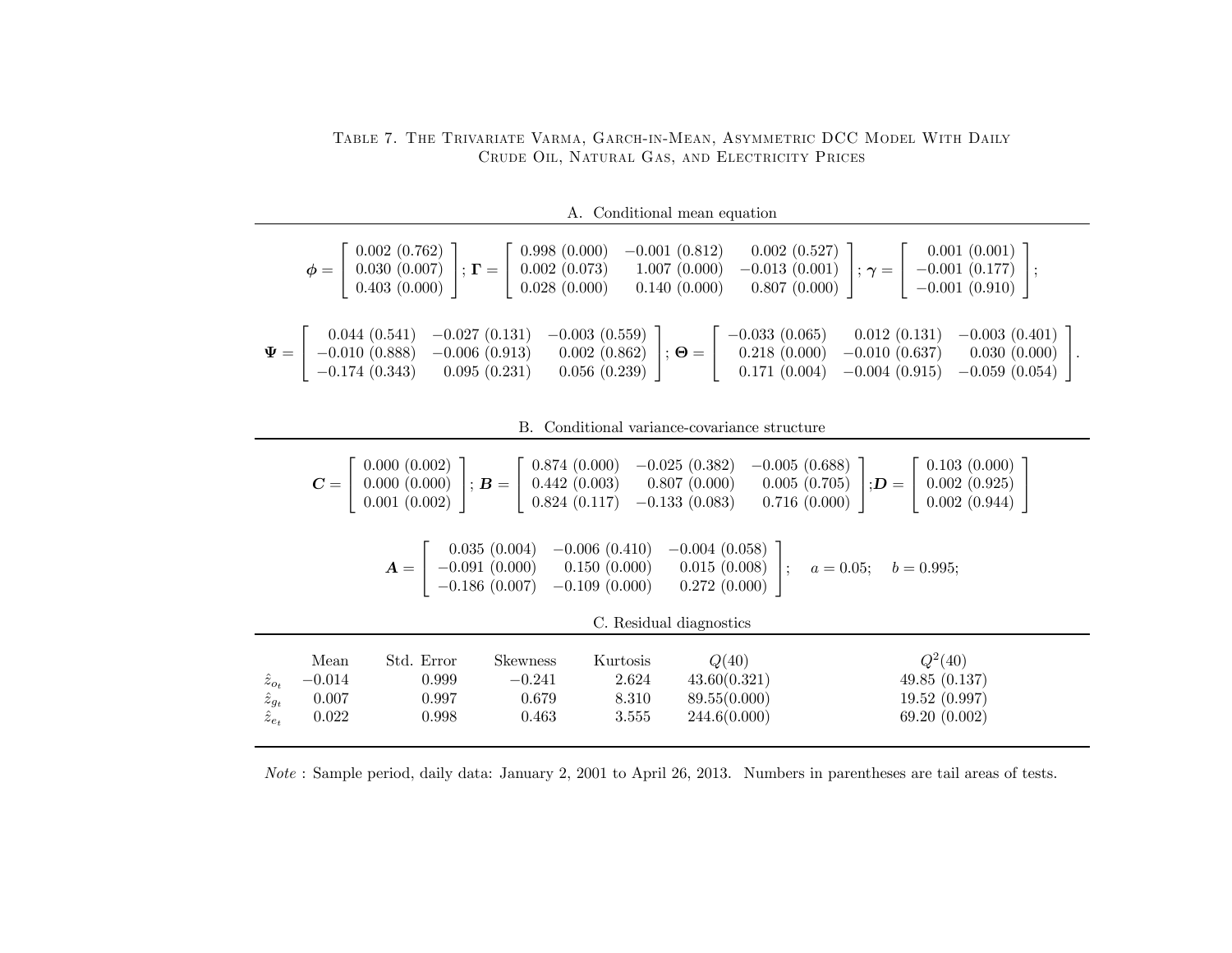Table 7. The Trivariate Varma, Garch-in-Mean, Asymmetric DCC Model With Daily Crude Oil, Natural Gas, and Electricity Prices

A. Conditional mean equation

$$\boldsymbol{\phi} = \begin{bmatrix} 0.002\ (0.762) \\ 0.030\ (0.007) \\ 0.403\ (0.000) \end{bmatrix}; \boldsymbol{\Gamma} = \begin{bmatrix} 0.998\ (0.000) & -0.001\ (0.812) & 0.002\ (0.527) \\ 0.002\ (0.073) & 1.007\ (0.000) & -0.013\ (0.001) \\ 0.028\ (0.000) & 0.140\ (0.000) & 0.807\ (0.000) \end{bmatrix}; \boldsymbol{\gamma} = \begin{bmatrix} 0.001\ (0.001) \\ -0.001\ (0.177) \\ -0.001\ (0.910) \end{bmatrix};$$

$$\boldsymbol{\Psi} = \begin{bmatrix} 0.044\ (0.541) & -0.027\ (0.131) & -0.003\ (0.559) \\ -0.010\ (0.888) & -0.006\ (0.913) & 0.002\ (0.862) \\ -0.174\ (0.343) & 0.095\ (0.231) & 0.056\ (0.239) \end{bmatrix}; \boldsymbol{\Theta} = \begin{bmatrix} -0.033\ (0.065) & 0.012\ (0.131) & -0.003\ (0.401) \\ 0.218\ (0.000) & -0.010\ (0.637) & 0.030\ (0.000) \\ 0.171\ (0.004) & -0.004\ (0.915) & -0.059\ (0.054) \end{bmatrix}.$$

B. Conditional variance-covariance structure

$$\boldsymbol{C} = \begin{bmatrix} 0.000\ (0.002) \\ 0.000\ (0.000) \\ 0.001\ (0.002) \end{bmatrix}; \boldsymbol{B} = \begin{bmatrix} 0.874\ (0.000) & -0.025\ (0.382) & -0.005\ (0.688) \\ 0.442\ (0.003) & 0.807\ (0.000) & 0.005\ (0.705) \\ 0.824\ (0.117) & -0.133\ (0.083) & 0.716\ (0.000) \end{bmatrix}; \boldsymbol{D} = \begin{bmatrix} 0.103\ (0.000) \\ 0.002\ (0.925) \\ 0.002\ (0.944) \end{bmatrix}$$

$$\boldsymbol{A} = \begin{bmatrix} 0.035\ (0.004) & -0.006\ (0.410) & -0.004\ (0.058) \\ -0.091\ (0.000) & 0.150\ (0.000) & 0.015\ (0.008) \\ -0.186\ (0.007) & -0.109\ (0.000) & 0.272\ (0.000) \end{bmatrix}; \quad a = 0.05; \quad b = 0.995;$$

C. Residual diagnostics

| | Mean | Std. Error | Skewness | Kurtosis | $Q(40)$ | $Q^2(40)$ |
|---|---|---|---|---|---|---|
| $\hat{z}_{o_t}$ | −0.014 | 0.999 | −0.241 | 2.624 | 43.60(0.321) | 49.85 (0.137) |
| $\hat{z}_{g_t}$ | 0.007 | 0.997 | 0.679 | 8.310 | 89.55(0.000) | 19.52 (0.997) |
| $\hat{z}_{e_t}$ | 0.022 | 0.998 | 0.463 | 3.555 | 244.6(0.000) | 69.20 (0.002) |

*Note* : Sample period, daily data: January 2, 2001 to April 26, 2013. Numbers in parentheses are tail areas of tests.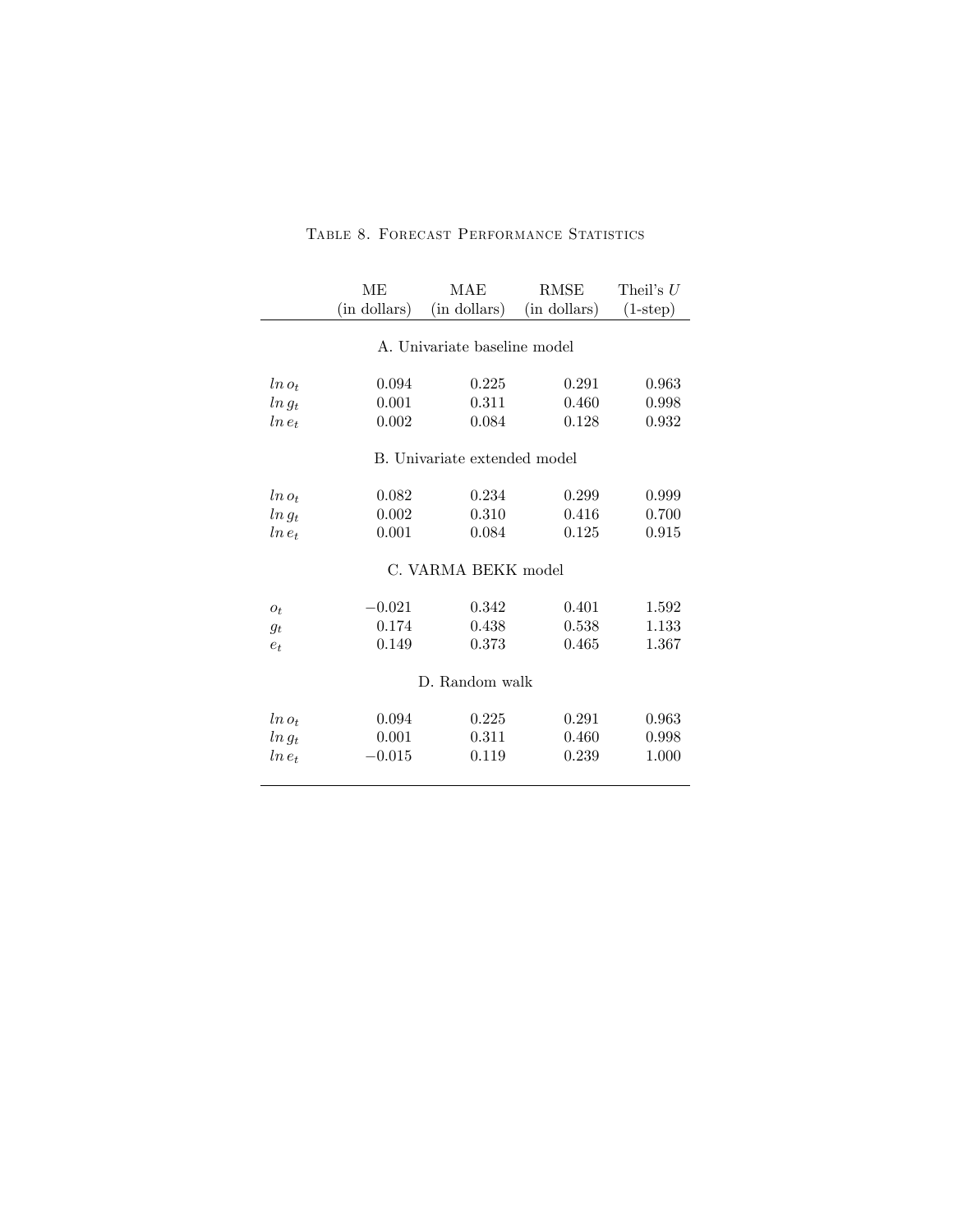Table 8. Forecast Performance Statistics

| | ME (in dollars) | MAE (in dollars) | RMSE (in dollars) | Theil's $U$ (1-step) |
|---|---|---|---|---|
| | | A. Univariate baseline model | | |
| $ln\, o_t$ | 0.094 | 0.225 | 0.291 | 0.963 |
| $ln\, g_t$ | 0.001 | 0.311 | 0.460 | 0.998 |
| $ln\, e_t$ | 0.002 | 0.084 | 0.128 | 0.932 |
| | | B. Univariate extended model | | |
| $ln\, o_t$ | 0.082 | 0.234 | 0.299 | 0.999 |
| $ln\, g_t$ | 0.002 | 0.310 | 0.416 | 0.700 |
| $ln\, e_t$ | 0.001 | 0.084 | 0.125 | 0.915 |
| | | C. VARMA BEKK model | | |
| $o_t$ | $-0.021$ | 0.342 | 0.401 | 1.592 |
| $g_t$ | 0.174 | 0.438 | 0.538 | 1.133 |
| $e_t$ | 0.149 | 0.373 | 0.465 | 1.367 |
| | | D. Random walk | | |
| $ln\, o_t$ | 0.094 | 0.225 | 0.291 | 0.963 |
| $ln\, g_t$ | 0.001 | 0.311 | 0.460 | 0.998 |
| $ln\, e_t$ | $-0.015$ | 0.119 | 0.239 | 1.000 |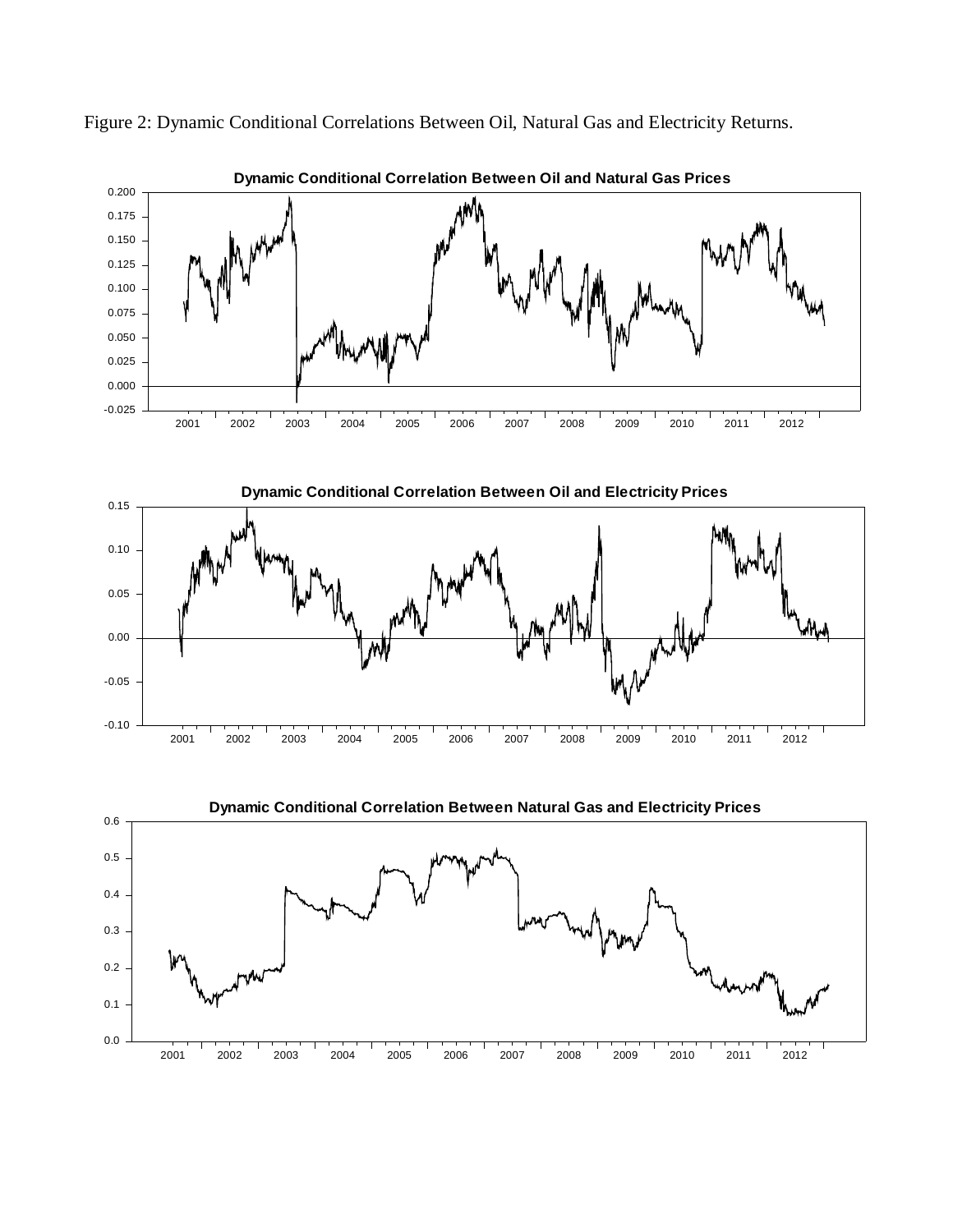Figure 2: Dynamic Conditional Correlations Between Oil, Natural Gas and Electricity Returns.

**Dynamic Conditional Correlation Between Oil and Natural Gas Prices**

0.200
0.175
0.150
0.125
0.100
0.075
0.050
0.025
0.000
-0.025

2001 2002 2003 2004 2005 2006 2007 2008 2009 2010 2011 2012

**Dynamic Conditional Correlation Between Oil and Electricity Prices**

0.15
0.10
0.05
0.00
-0.05
-0.10

2001 2002 2003 2004 2005 2006 2007 2008 2009 2010 2011 2012

**Dynamic Conditional Correlation Between Natural Gas and Electricity Prices**

0.6
0.5
0.4
0.3
0.2
0.1
0.0

2001 2002 2003 2004 2005 2006 2007 2008 2009 2010 2011 2012